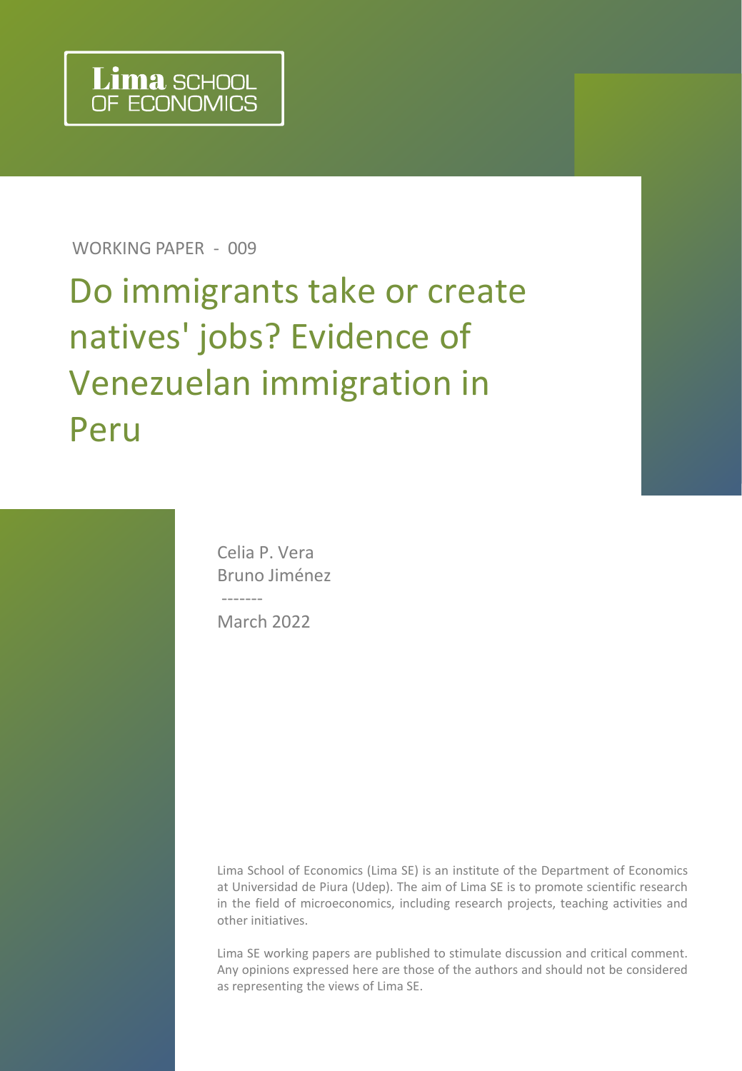Lima SCHOOL OF ECONOMICS

WORKING PAPER - 009

# Do immigrants take or create natives' jobs? Evidence of Venezuelan immigration in Peru

Celia P. Vera
Bruno Jiménez

-------

March 2022

Lima School of Economics (Lima SE) is an institute of the Department of Economics at Universidad de Piura (Udep). The aim of Lima SE is to promote scientific research in the field of microeconomics, including research projects, teaching activities and other initiatives.

Lima SE working papers are published to stimulate discussion and critical comment. Any opinions expressed here are those of the authors and should not be considered as representing the views of Lima SE.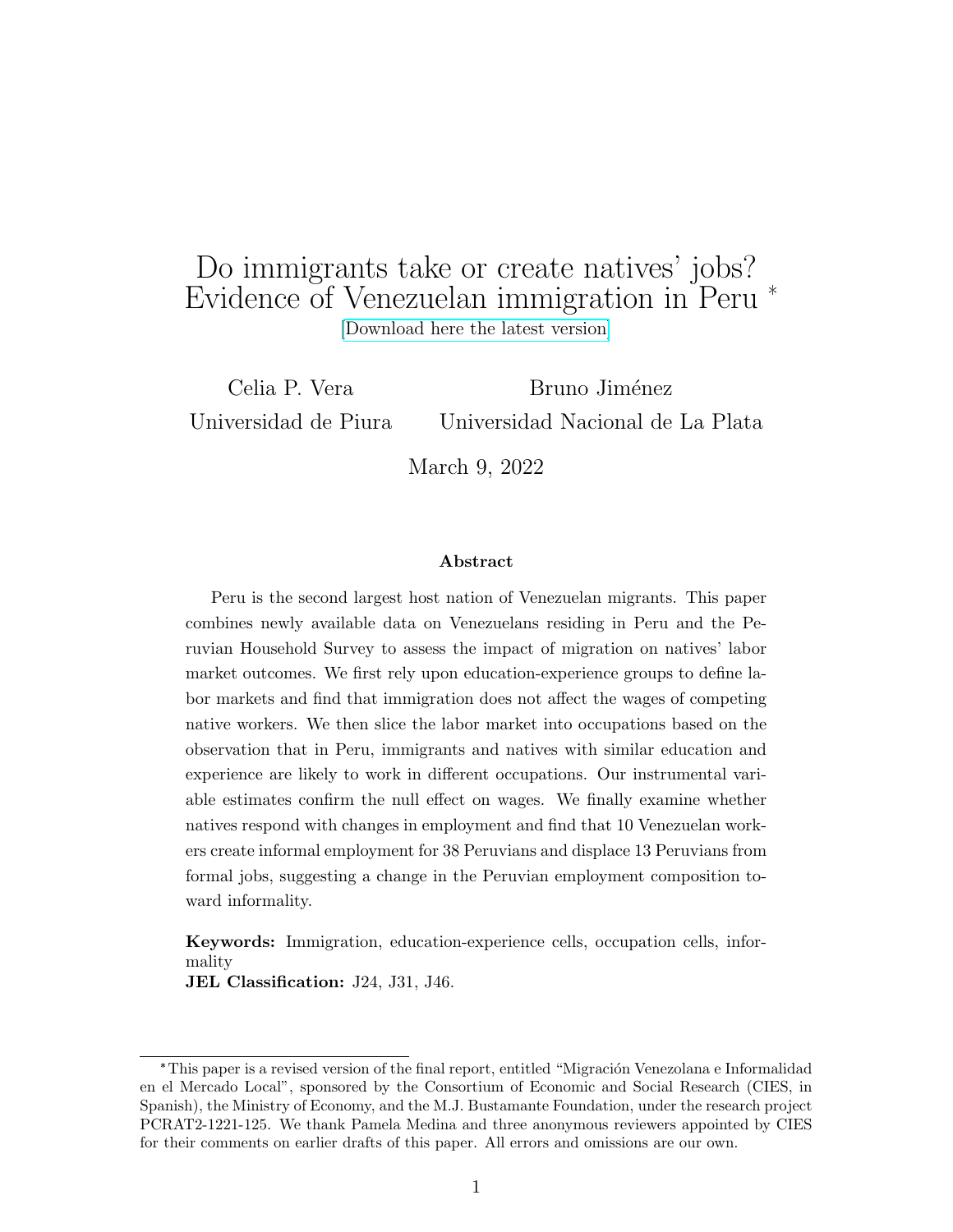# Do immigrants take or create natives' jobs? Evidence of Venezuelan immigration in Peru [*]

[Download here the latest version]

Celia P. Vera
Universidad de Piura

Bruno Jiménez
Universidad Nacional de La Plata

March 9, 2022

**Abstract**

Peru is the second largest host nation of Venezuelan migrants. This paper combines newly available data on Venezuelans residing in Peru and the Peruvian Household Survey to assess the impact of migration on natives' labor market outcomes. We first rely upon education-experience groups to define labor markets and find that immigration does not affect the wages of competing native workers. We then slice the labor market into occupations based on the observation that in Peru, immigrants and natives with similar education and experience are likely to work in different occupations. Our instrumental variable estimates confirm the null effect on wages. We finally examine whether natives respond with changes in employment and find that 10 Venezuelan workers create informal employment for 38 Peruvians and displace 13 Peruvians from formal jobs, suggesting a change in the Peruvian employment composition toward informality.

**Keywords:** Immigration, education-experience cells, occupation cells, informality
**JEL Classification:** J24, J31, J46.

---

[*] This paper is a revised version of the final report, entitled "Migración Venezolana e Informalidad en el Mercado Local", sponsored by the Consortium of Economic and Social Research (CIES, in Spanish), the Ministry of Economy, and the M.J. Bustamante Foundation, under the research project PCRAT2-1221-125. We thank Pamela Medina and three anonymous reviewers appointed by CIES for their comments on earlier drafts of this paper. All errors and omissions are our own.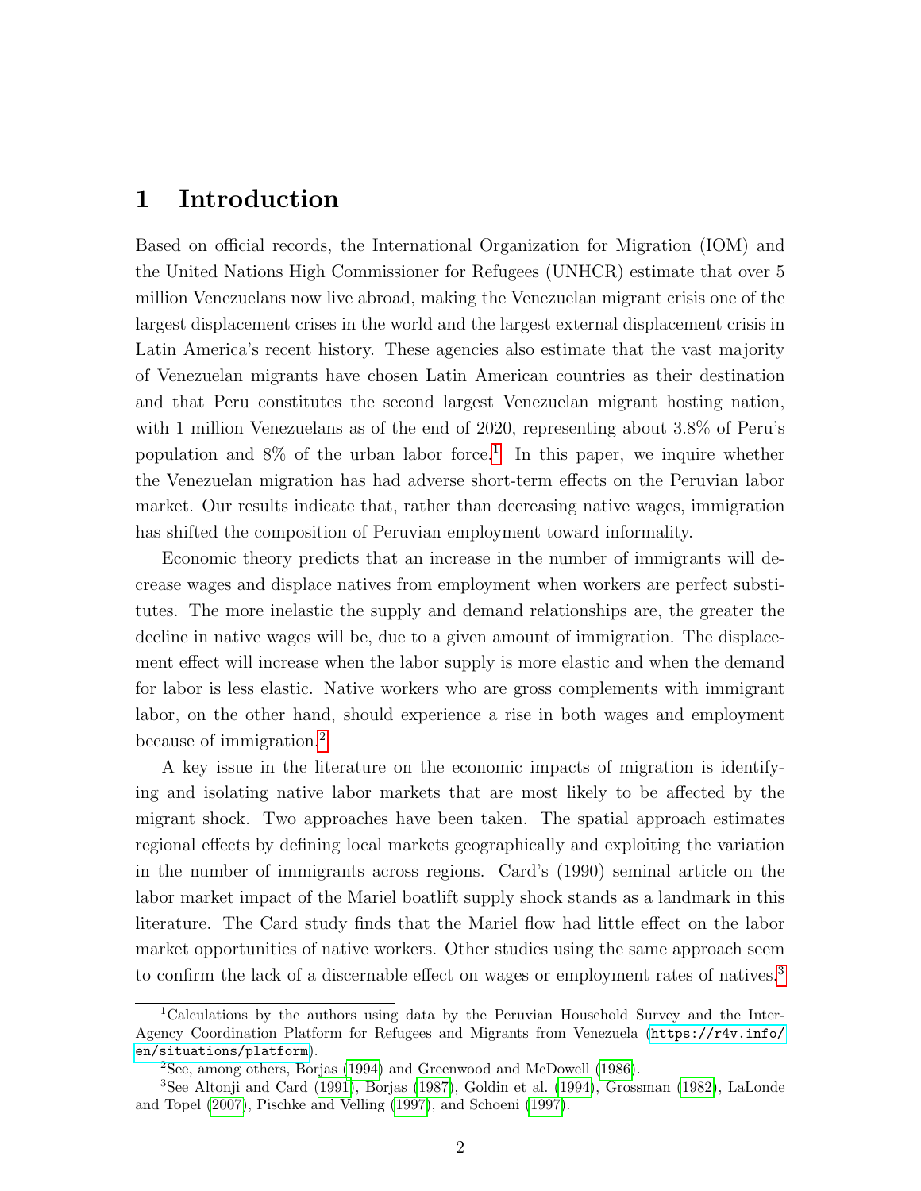# 1 Introduction

Based on official records, the International Organization for Migration (IOM) and the United Nations High Commissioner for Refugees (UNHCR) estimate that over 5 million Venezuelans now live abroad, making the Venezuelan migrant crisis one of the largest displacement crises in the world and the largest external displacement crisis in Latin America's recent history. These agencies also estimate that the vast majority of Venezuelan migrants have chosen Latin American countries as their destination and that Peru constitutes the second largest Venezuelan migrant hosting nation, with 1 million Venezuelans as of the end of 2020, representing about 3.8% of Peru's population and 8% of the urban labor force.[1] In this paper, we inquire whether the Venezuelan migration has had adverse short-term effects on the Peruvian labor market. Our results indicate that, rather than decreasing native wages, immigration has shifted the composition of Peruvian employment toward informality.

Economic theory predicts that an increase in the number of immigrants will decrease wages and displace natives from employment when workers are perfect substitutes. The more inelastic the supply and demand relationships are, the greater the decline in native wages will be, due to a given amount of immigration. The displacement effect will increase when the labor supply is more elastic and when the demand for labor is less elastic. Native workers who are gross complements with immigrant labor, on the other hand, should experience a rise in both wages and employment because of immigration.[2]

A key issue in the literature on the economic impacts of migration is identifying and isolating native labor markets that are most likely to be affected by the migrant shock. Two approaches have been taken. The spatial approach estimates regional effects by defining local markets geographically and exploiting the variation in the number of immigrants across regions. Card's (1990) seminal article on the labor market impact of the Mariel boatlift supply shock stands as a landmark in this literature. The Card study finds that the Mariel flow had little effect on the labor market opportunities of native workers. Other studies using the same approach seem to confirm the lack of a discernable effect on wages or employment rates of natives.[3]

[1] Calculations by the authors using data by the Peruvian Household Survey and the Inter-Agency Coordination Platform for Refugees and Migrants from Venezuela (https://r4v.info/en/situations/platform).

[2] See, among others, Borjas (1994) and Greenwood and McDowell (1986).

[3] See Altonji and Card (1991), Borjas (1987), Goldin et al. (1994), Grossman (1982), LaLonde and Topel (2007), Pischke and Velling (1997), and Schoeni (1997).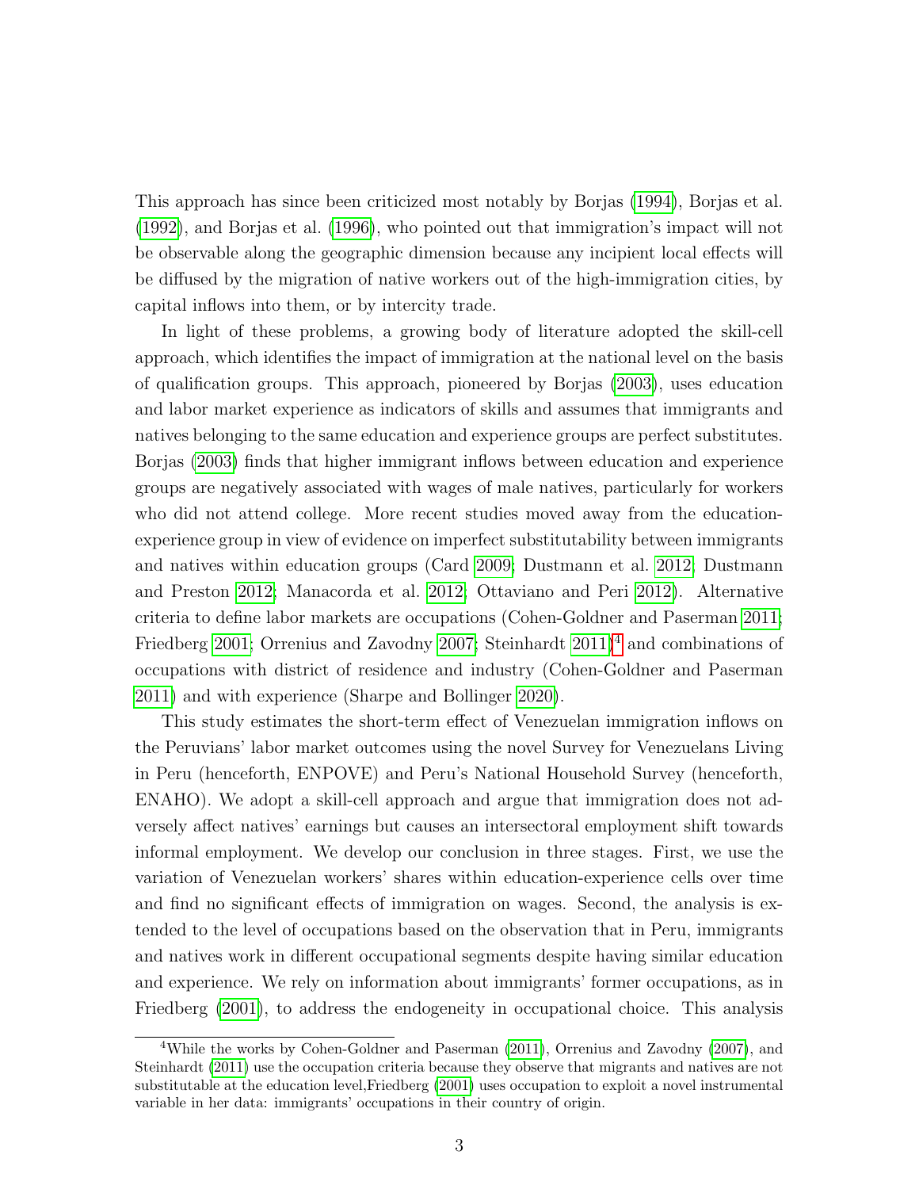This approach has since been criticized most notably by Borjas (1994), Borjas et al. (1992), and Borjas et al. (1996), who pointed out that immigration's impact will not be observable along the geographic dimension because any incipient local effects will be diffused by the migration of native workers out of the high-immigration cities, by capital inflows into them, or by intercity trade.

In light of these problems, a growing body of literature adopted the skill-cell approach, which identifies the impact of immigration at the national level on the basis of qualification groups. This approach, pioneered by Borjas (2003), uses education and labor market experience as indicators of skills and assumes that immigrants and natives belonging to the same education and experience groups are perfect substitutes. Borjas (2003) finds that higher immigrant inflows between education and experience groups are negatively associated with wages of male natives, particularly for workers who did not attend college. More recent studies moved away from the education-experience group in view of evidence on imperfect substitutability between immigrants and natives within education groups (Card 2009; Dustmann et al. 2012; Dustmann and Preston 2012; Manacorda et al. 2012; Ottaviano and Peri 2012). Alternative criteria to define labor markets are occupations (Cohen-Goldner and Paserman 2011; Friedberg 2001; Orrenius and Zavodny 2007; Steinhardt 2011)[4] and combinations of occupations with district of residence and industry (Cohen-Goldner and Paserman 2011) and with experience (Sharpe and Bollinger 2020).

This study estimates the short-term effect of Venezuelan immigration inflows on the Peruvians' labor market outcomes using the novel Survey for Venezuelans Living in Peru (henceforth, ENPOVE) and Peru's National Household Survey (henceforth, ENAHO). We adopt a skill-cell approach and argue that immigration does not adversely affect natives' earnings but causes an intersectoral employment shift towards informal employment. We develop our conclusion in three stages. First, we use the variation of Venezuelan workers' shares within education-experience cells over time and find no significant effects of immigration on wages. Second, the analysis is extended to the level of occupations based on the observation that in Peru, immigrants and natives work in different occupational segments despite having similar education and experience. We rely on information about immigrants' former occupations, as in Friedberg (2001), to address the endogeneity in occupational choice. This analysis

[4] While the works by Cohen-Goldner and Paserman (2011), Orrenius and Zavodny (2007), and Steinhardt (2011) use the occupation criteria because they observe that migrants and natives are not substitutable at the education level,Friedberg (2001) uses occupation to exploit a novel instrumental variable in her data: immigrants' occupations in their country of origin.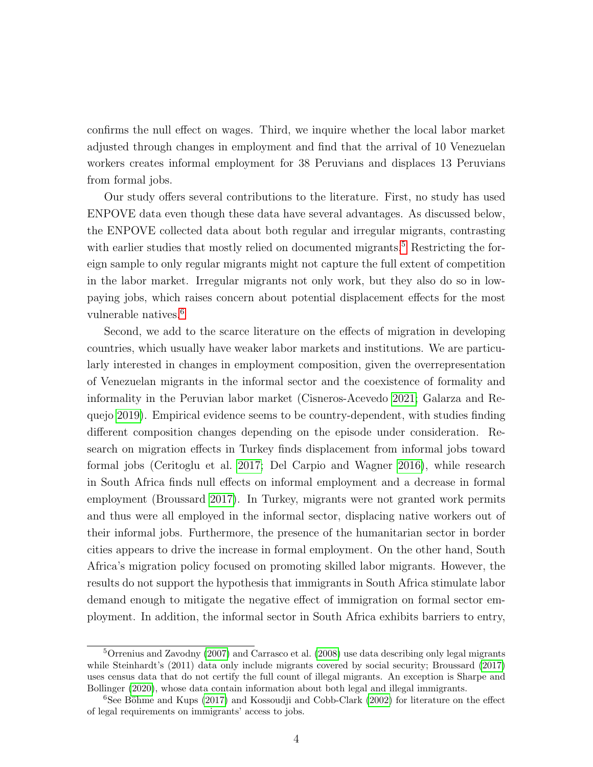confirms the null effect on wages. Third, we inquire whether the local labor market adjusted through changes in employment and find that the arrival of 10 Venezuelan workers creates informal employment for 38 Peruvians and displaces 13 Peruvians from formal jobs.

Our study offers several contributions to the literature. First, no study has used ENPOVE data even though these data have several advantages. As discussed below, the ENPOVE collected data about both regular and irregular migrants, contrasting with earlier studies that mostly relied on documented migrants.[5] Restricting the foreign sample to only regular migrants might not capture the full extent of competition in the labor market. Irregular migrants not only work, but they also do so in low-paying jobs, which raises concern about potential displacement effects for the most vulnerable natives.[6]

Second, we add to the scarce literature on the effects of migration in developing countries, which usually have weaker labor markets and institutions. We are particularly interested in changes in employment composition, given the overrepresentation of Venezuelan migrants in the informal sector and the coexistence of formality and informality in the Peruvian labor market (Cisneros-Acevedo 2021; Galarza and Requejo 2019). Empirical evidence seems to be country-dependent, with studies finding different composition changes depending on the episode under consideration. Research on migration effects in Turkey finds displacement from informal jobs toward formal jobs (Ceritoglu et al. 2017; Del Carpio and Wagner 2016), while research in South Africa finds null effects on informal employment and a decrease in formal employment (Broussard 2017). In Turkey, migrants were not granted work permits and thus were all employed in the informal sector, displacing native workers out of their informal jobs. Furthermore, the presence of the humanitarian sector in border cities appears to drive the increase in formal employment. On the other hand, South Africa's migration policy focused on promoting skilled labor migrants. However, the results do not support the hypothesis that immigrants in South Africa stimulate labor demand enough to mitigate the negative effect of immigration on formal sector employment. In addition, the informal sector in South Africa exhibits barriers to entry,

[5] Orrenius and Zavodny (2007) and Carrasco et al. (2008) use data describing only legal migrants while Steinhardt's (2011) data only include migrants covered by social security; Broussard (2017) uses census data that do not certify the full count of illegal migrants. An exception is Sharpe and Bollinger (2020), whose data contain information about both legal and illegal immigrants.

[6] See Böhme and Kups (2017) and Kossoudji and Cobb-Clark (2002) for literature on the effect of legal requirements on immigrants' access to jobs.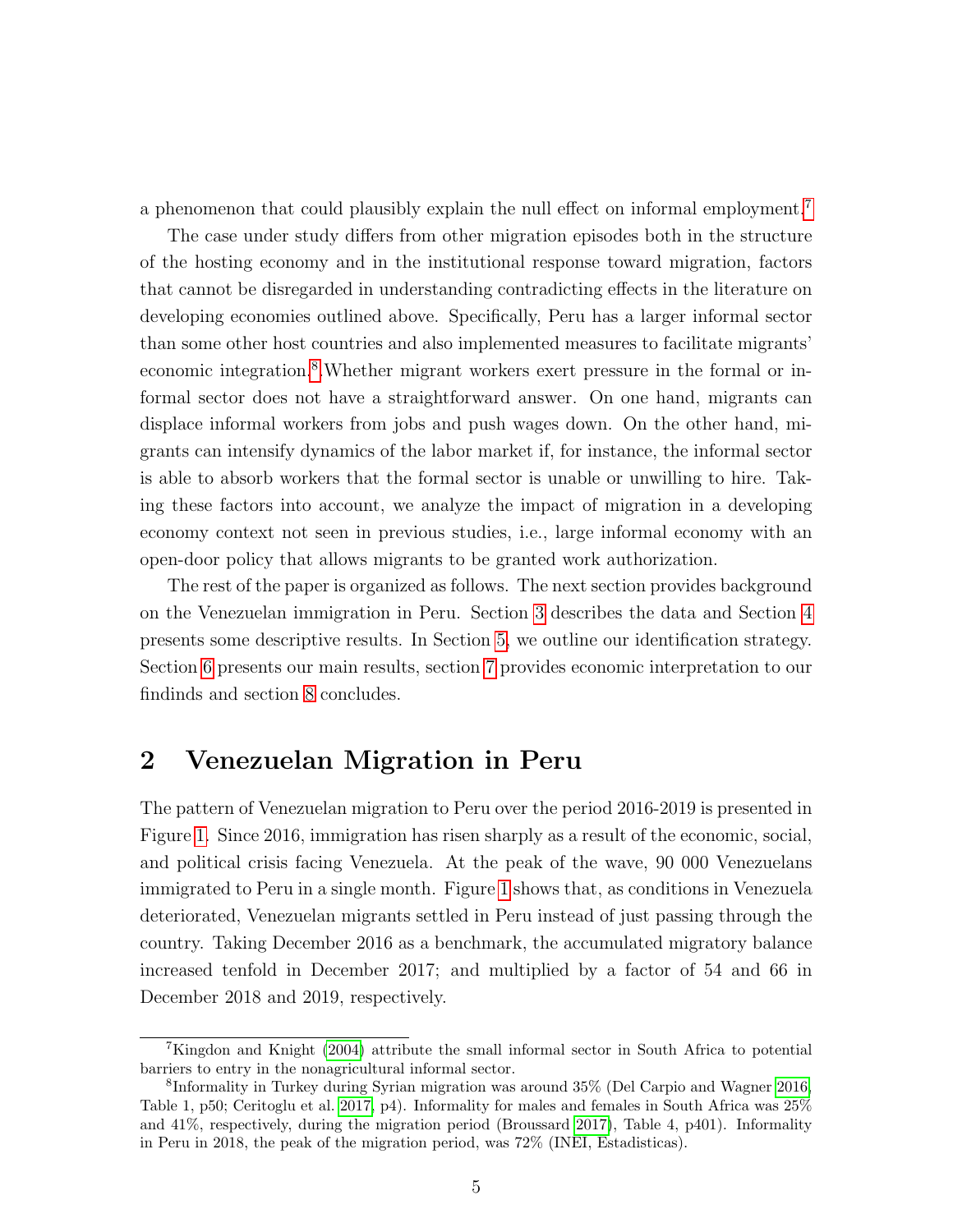a phenomenon that could plausibly explain the null effect on informal employment.[7]

The case under study differs from other migration episodes both in the structure of the hosting economy and in the institutional response toward migration, factors that cannot be disregarded in understanding contradicting effects in the literature on developing economies outlined above. Specifically, Peru has a larger informal sector than some other host countries and also implemented measures to facilitate migrants' economic integration.[8] Whether migrant workers exert pressure in the formal or informal sector does not have a straightforward answer. On one hand, migrants can displace informal workers from jobs and push wages down. On the other hand, migrants can intensify dynamics of the labor market if, for instance, the informal sector is able to absorb workers that the formal sector is unable or unwilling to hire. Taking these factors into account, we analyze the impact of migration in a developing economy context not seen in previous studies, i.e., large informal economy with an open-door policy that allows migrants to be granted work authorization.

The rest of the paper is organized as follows. The next section provides background on the Venezuelan immigration in Peru. Section 3 describes the data and Section 4 presents some descriptive results. In Section 5, we outline our identification strategy. Section 6 presents our main results, section 7 provides economic interpretation to our findinds and section 8 concludes.

## 2 Venezuelan Migration in Peru

The pattern of Venezuelan migration to Peru over the period 2016-2019 is presented in Figure 1. Since 2016, immigration has risen sharply as a result of the economic, social, and political crisis facing Venezuela. At the peak of the wave, 90 000 Venezuelans immigrated to Peru in a single month. Figure 1 shows that, as conditions in Venezuela deteriorated, Venezuelan migrants settled in Peru instead of just passing through the country. Taking December 2016 as a benchmark, the accumulated migratory balance increased tenfold in December 2017; and multiplied by a factor of 54 and 66 in December 2018 and 2019, respectively.

---

[7] Kingdon and Knight (2004) attribute the small informal sector in South Africa to potential barriers to entry in the nonagricultural informal sector.

[8] Informality in Turkey during Syrian migration was around 35% (Del Carpio and Wagner 2016, Table 1, p50; Ceritoglu et al. 2017, p4). Informality for males and females in South Africa was 25% and 41%, respectively, during the migration period (Broussard 2017), Table 4, p401). Informality in Peru in 2018, the peak of the migration period, was 72% (INEI, Estadisticas).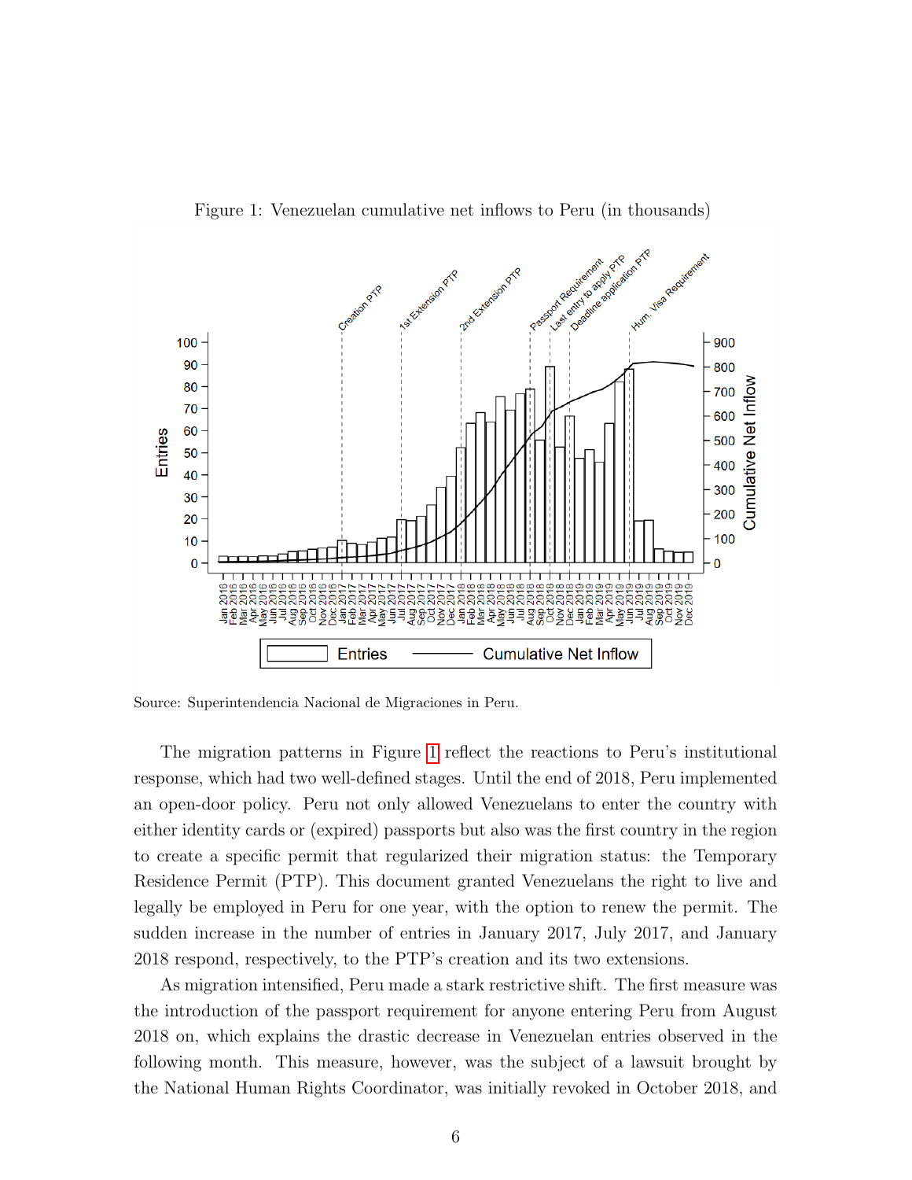Figure 1: Venezuelan cumulative net inflows to Peru (in thousands)

Source: Superintendencia Nacional de Migraciones in Peru.

The migration patterns in Figure 1 reflect the reactions to Peru's institutional response, which had two well-defined stages. Until the end of 2018, Peru implemented an open-door policy. Peru not only allowed Venezuelans to enter the country with either identity cards or (expired) passports but also was the first country in the region to create a specific permit that regularized their migration status: the Temporary Residence Permit (PTP). This document granted Venezuelans the right to live and legally be employed in Peru for one year, with the option to renew the permit. The sudden increase in the number of entries in January 2017, July 2017, and January 2018 respond, respectively, to the PTP's creation and its two extensions.

As migration intensified, Peru made a stark restrictive shift. The first measure was the introduction of the passport requirement for anyone entering Peru from August 2018 on, which explains the drastic decrease in Venezuelan entries observed in the following month. This measure, however, was the subject of a lawsuit brought by the National Human Rights Coordinator, was initially revoked in October 2018, and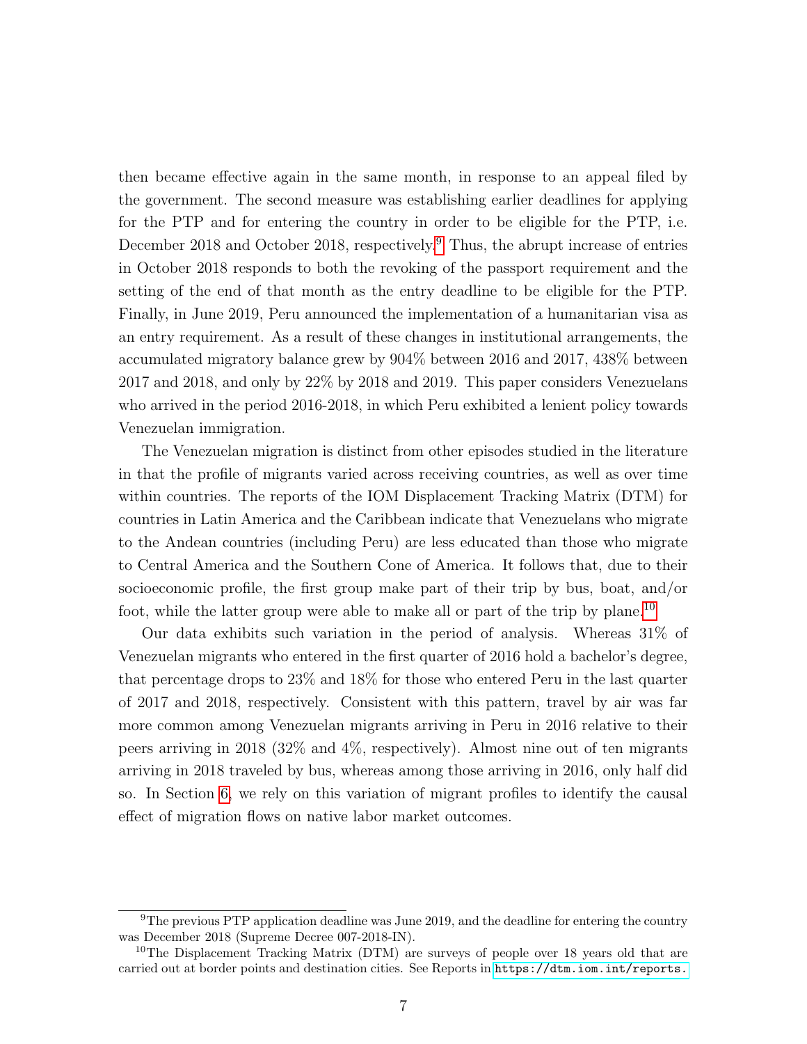then became effective again in the same month, in response to an appeal filed by the government. The second measure was establishing earlier deadlines for applying for the PTP and for entering the country in order to be eligible for the PTP, i.e. December 2018 and October 2018, respectively.[9] Thus, the abrupt increase of entries in October 2018 responds to both the revoking of the passport requirement and the setting of the end of that month as the entry deadline to be eligible for the PTP. Finally, in June 2019, Peru announced the implementation of a humanitarian visa as an entry requirement. As a result of these changes in institutional arrangements, the accumulated migratory balance grew by 904% between 2016 and 2017, 438% between 2017 and 2018, and only by 22% by 2018 and 2019. This paper considers Venezuelans who arrived in the period 2016-2018, in which Peru exhibited a lenient policy towards Venezuelan immigration.

The Venezuelan migration is distinct from other episodes studied in the literature in that the profile of migrants varied across receiving countries, as well as over time within countries. The reports of the IOM Displacement Tracking Matrix (DTM) for countries in Latin America and the Caribbean indicate that Venezuelans who migrate to the Andean countries (including Peru) are less educated than those who migrate to Central America and the Southern Cone of America. It follows that, due to their socioeconomic profile, the first group make part of their trip by bus, boat, and/or foot, while the latter group were able to make all or part of the trip by plane.[10]

Our data exhibits such variation in the period of analysis. Whereas 31% of Venezuelan migrants who entered in the first quarter of 2016 hold a bachelor's degree, that percentage drops to 23% and 18% for those who entered Peru in the last quarter of 2017 and 2018, respectively. Consistent with this pattern, travel by air was far more common among Venezuelan migrants arriving in Peru in 2016 relative to their peers arriving in 2018 (32% and 4%, respectively). Almost nine out of ten migrants arriving in 2018 traveled by bus, whereas among those arriving in 2016, only half did so. In Section 6, we rely on this variation of migrant profiles to identify the causal effect of migration flows on native labor market outcomes.

[9] The previous PTP application deadline was June 2019, and the deadline for entering the country was December 2018 (Supreme Decree 007-2018-IN).

[10] The Displacement Tracking Matrix (DTM) are surveys of people over 18 years old that are carried out at border points and destination cities. See Reports in https://dtm.iom.int/reports.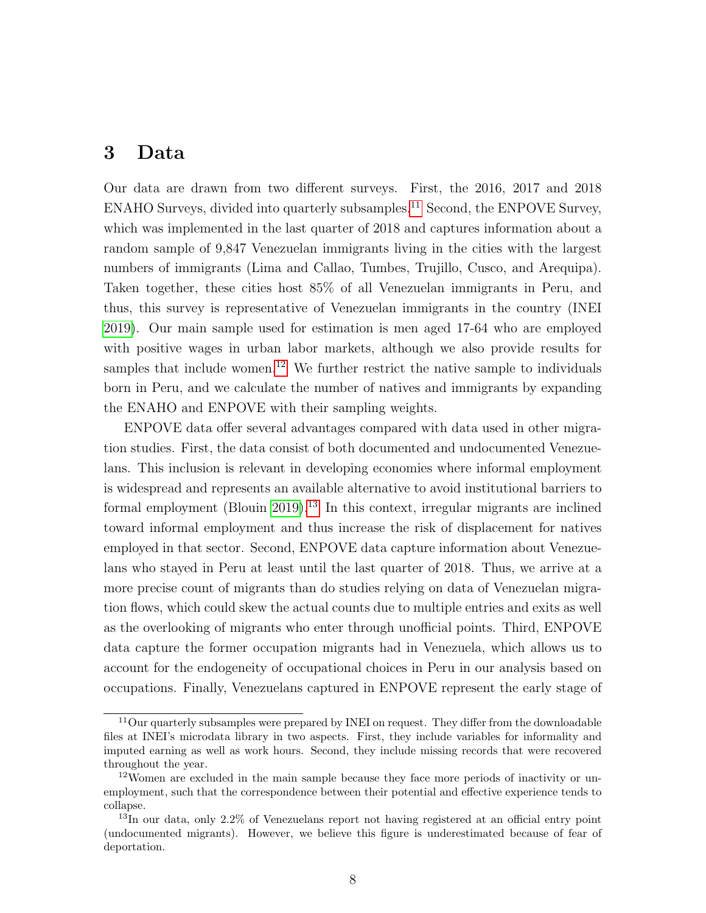# 3 Data

Our data are drawn from two different surveys. First, the 2016, 2017 and 2018 ENAHO Surveys, divided into quarterly subsamples.[11] Second, the ENPOVE Survey, which was implemented in the last quarter of 2018 and captures information about a random sample of 9,847 Venezuelan immigrants living in the cities with the largest numbers of immigrants (Lima and Callao, Tumbes, Trujillo, Cusco, and Arequipa). Taken together, these cities host 85% of all Venezuelan immigrants in Peru, and thus, this survey is representative of Venezuelan immigrants in the country (INEI 2019). Our main sample used for estimation is men aged 17-64 who are employed with positive wages in urban labor markets, although we also provide results for samples that include women.[12] We further restrict the native sample to individuals born in Peru, and we calculate the number of natives and immigrants by expanding the ENAHO and ENPOVE with their sampling weights.

ENPOVE data offer several advantages compared with data used in other migration studies. First, the data consist of both documented and undocumented Venezuelans. This inclusion is relevant in developing economies where informal employment is widespread and represents an available alternative to avoid institutional barriers to formal employment (Blouin 2019).[13] In this context, irregular migrants are inclined toward informal employment and thus increase the risk of displacement for natives employed in that sector. Second, ENPOVE data capture information about Venezuelans who stayed in Peru at least until the last quarter of 2018. Thus, we arrive at a more precise count of migrants than do studies relying on data of Venezuelan migration flows, which could skew the actual counts due to multiple entries and exits as well as the overlooking of migrants who enter through unofficial points. Third, ENPOVE data capture the former occupation migrants had in Venezuela, which allows us to account for the endogeneity of occupational choices in Peru in our analysis based on occupations. Finally, Venezuelans captured in ENPOVE represent the early stage of

---

[11] Our quarterly subsamples were prepared by INEI on request. They differ from the downloadable files at INEI's microdata library in two aspects. First, they include variables for informality and imputed earning as well as work hours. Second, they include missing records that were recovered throughout the year.

[12] Women are excluded in the main sample because they face more periods of inactivity or unemployment, such that the correspondence between their potential and effective experience tends to collapse.

[13] In our data, only 2.2% of Venezuelans report not having registered at an official entry point (undocumented migrants). However, we believe this figure is underestimated because of fear of deportation.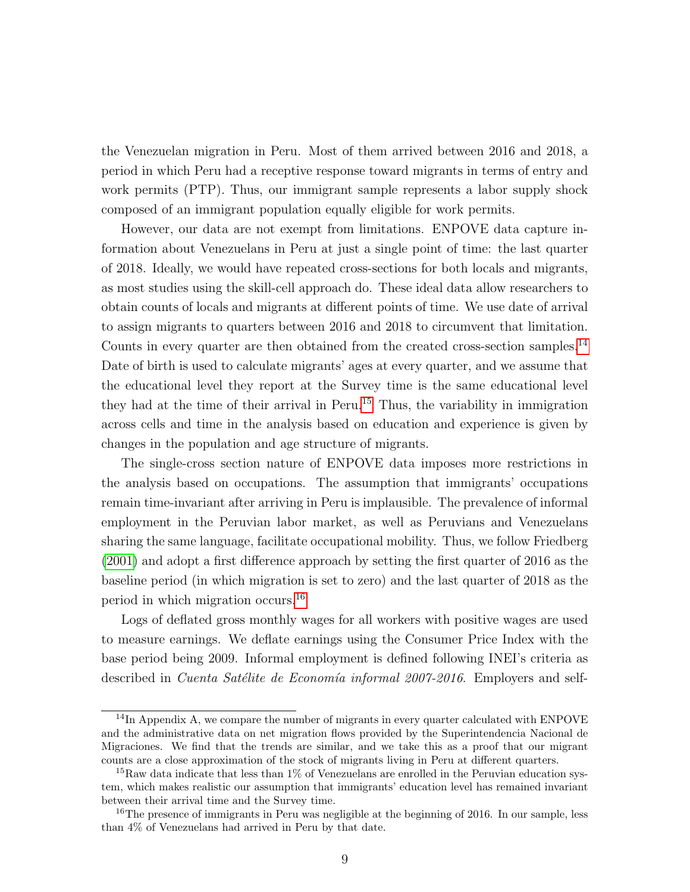the Venezuelan migration in Peru. Most of them arrived between 2016 and 2018, a period in which Peru had a receptive response toward migrants in terms of entry and work permits (PTP). Thus, our immigrant sample represents a labor supply shock composed of an immigrant population equally eligible for work permits.

However, our data are not exempt from limitations. ENPOVE data capture information about Venezuelans in Peru at just a single point of time: the last quarter of 2018. Ideally, we would have repeated cross-sections for both locals and migrants, as most studies using the skill-cell approach do. These ideal data allow researchers to obtain counts of locals and migrants at different points of time. We use date of arrival to assign migrants to quarters between 2016 and 2018 to circumvent that limitation. Counts in every quarter are then obtained from the created cross-section samples.[14] Date of birth is used to calculate migrants' ages at every quarter, and we assume that the educational level they report at the Survey time is the same educational level they had at the time of their arrival in Peru.[15] Thus, the variability in immigration across cells and time in the analysis based on education and experience is given by changes in the population and age structure of migrants.

The single-cross section nature of ENPOVE data imposes more restrictions in the analysis based on occupations. The assumption that immigrants' occupations remain time-invariant after arriving in Peru is implausible. The prevalence of informal employment in the Peruvian labor market, as well as Peruvians and Venezuelans sharing the same language, facilitate occupational mobility. Thus, we follow Friedberg (2001) and adopt a first difference approach by setting the first quarter of 2016 as the baseline period (in which migration is set to zero) and the last quarter of 2018 as the period in which migration occurs.[16]

Logs of deflated gross monthly wages for all workers with positive wages are used to measure earnings. We deflate earnings using the Consumer Price Index with the base period being 2009. Informal employment is defined following INEI's criteria as described in *Cuenta Satélite de Economía informal 2007-2016*. Employers and self-

---

[14] In Appendix A, we compare the number of migrants in every quarter calculated with ENPOVE and the administrative data on net migration flows provided by the Superintendencia Nacional de Migraciones. We find that the trends are similar, and we take this as a proof that our migrant counts are a close approximation of the stock of migrants living in Peru at different quarters.

[15] Raw data indicate that less than 1% of Venezuelans are enrolled in the Peruvian education system, which makes realistic our assumption that immigrants' education level has remained invariant between their arrival time and the Survey time.

[16] The presence of immigrants in Peru was negligible at the beginning of 2016. In our sample, less than 4% of Venezuelans had arrived in Peru by that date.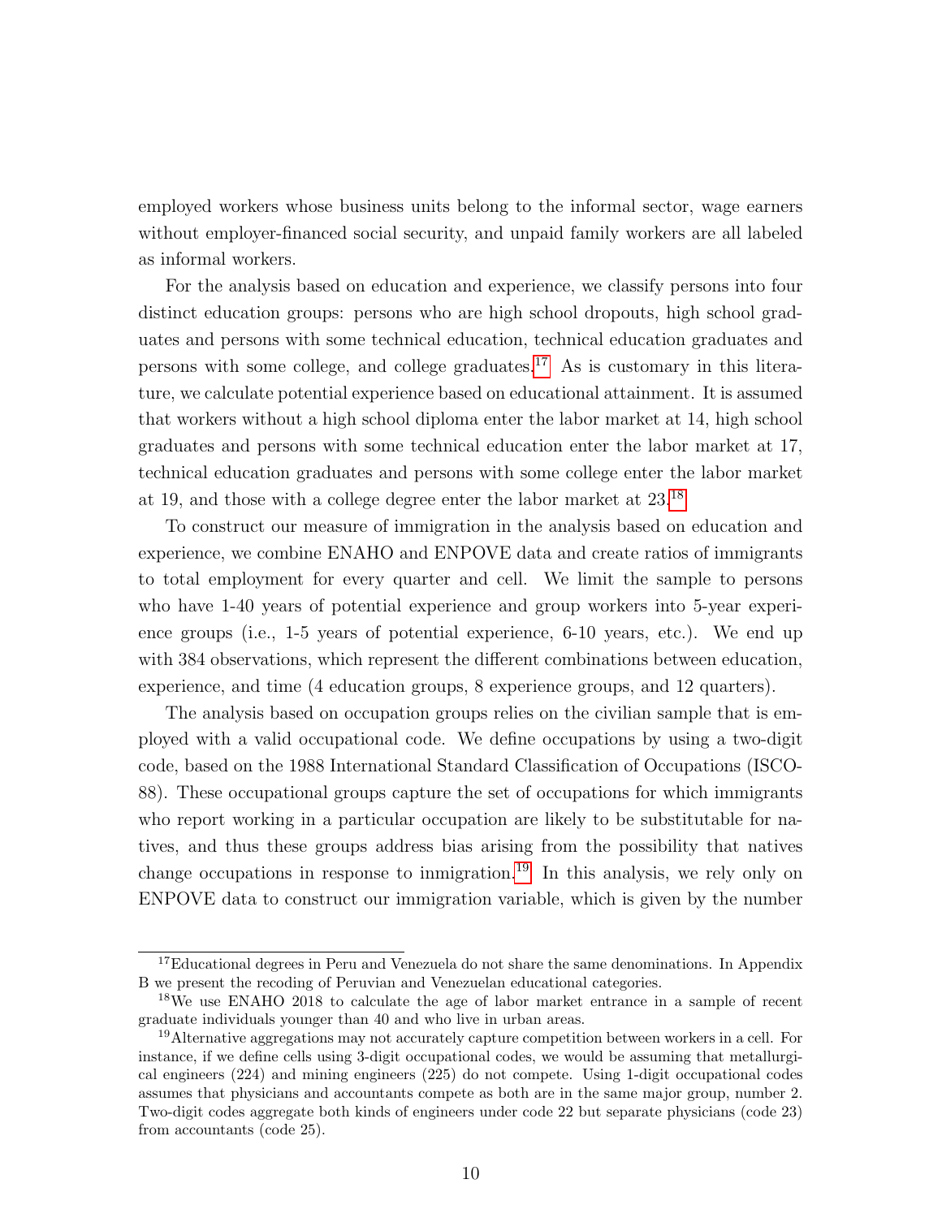employed workers whose business units belong to the informal sector, wage earners without employer-financed social security, and unpaid family workers are all labeled as informal workers.

For the analysis based on education and experience, we classify persons into four distinct education groups: persons who are high school dropouts, high school graduates and persons with some technical education, technical education graduates and persons with some college, and college graduates.[17] As is customary in this literature, we calculate potential experience based on educational attainment. It is assumed that workers without a high school diploma enter the labor market at 14, high school graduates and persons with some technical education enter the labor market at 17, technical education graduates and persons with some college enter the labor market at 19, and those with a college degree enter the labor market at 23.[18]

To construct our measure of immigration in the analysis based on education and experience, we combine ENAHO and ENPOVE data and create ratios of immigrants to total employment for every quarter and cell. We limit the sample to persons who have 1-40 years of potential experience and group workers into 5-year experience groups (i.e., 1-5 years of potential experience, 6-10 years, etc.). We end up with 384 observations, which represent the different combinations between education, experience, and time (4 education groups, 8 experience groups, and 12 quarters).

The analysis based on occupation groups relies on the civilian sample that is employed with a valid occupational code. We define occupations by using a two-digit code, based on the 1988 International Standard Classification of Occupations (ISCO-88). These occupational groups capture the set of occupations for which immigrants who report working in a particular occupation are likely to be substitutable for natives, and thus these groups address bias arising from the possibility that natives change occupations in response to inmigration.[19] In this analysis, we rely only on ENPOVE data to construct our immigration variable, which is given by the number

[17] Educational degrees in Peru and Venezuela do not share the same denominations. In Appendix B we present the recoding of Peruvian and Venezuelan educational categories.

[18] We use ENAHO 2018 to calculate the age of labor market entrance in a sample of recent graduate individuals younger than 40 and who live in urban areas.

[19] Alternative aggregations may not accurately capture competition between workers in a cell. For instance, if we define cells using 3-digit occupational codes, we would be assuming that metallurgical engineers (224) and mining engineers (225) do not compete. Using 1-digit occupational codes assumes that physicians and accountants compete as both are in the same major group, number 2. Two-digit codes aggregate both kinds of engineers under code 22 but separate physicians (code 23) from accountants (code 25).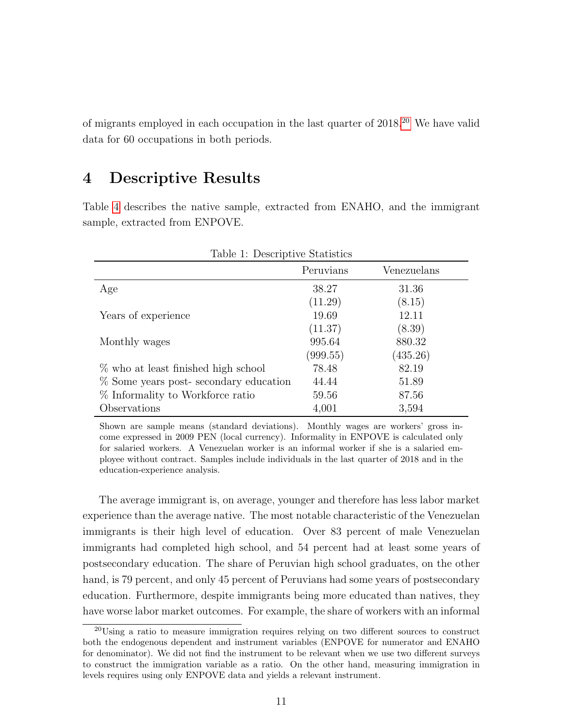of migrants employed in each occupation in the last quarter of 2018.[20] We have valid data for 60 occupations in both periods.

# 4 Descriptive Results

Table 4 describes the native sample, extracted from ENAHO, and the immigrant sample, extracted from ENPOVE.

Table 1: Descriptive Statistics

| | Peruvians | Venezuelans |
|---|---|---|
| Age | 38.27 | 31.36 |
| | (11.29) | (8.15) |
| Years of experience | 19.69 | 12.11 |
| | (11.37) | (8.39) |
| Monthly wages | 995.64 | 880.32 |
| | (999.55) | (435.26) |
| % who at least finished high school | 78.48 | 82.19 |
| % Some years post- secondary education | 44.44 | 51.89 |
| % Informality to Workforce ratio | 59.56 | 87.56 |
| Observations | 4,001 | 3,594 |

Shown are sample means (standard deviations). Monthly wages are workers' gross income expressed in 2009 PEN (local currency). Informality in ENPOVE is calculated only for salaried workers. A Venezuelan worker is an informal worker if she is a salaried employee without contract. Samples include individuals in the last quarter of 2018 and in the education-experience analysis.

The average immigrant is, on average, younger and therefore has less labor market experience than the average native. The most notable characteristic of the Venezuelan immigrants is their high level of education. Over 83 percent of male Venezuelan immigrants had completed high school, and 54 percent had at least some years of postsecondary education. The share of Peruvian high school graduates, on the other hand, is 79 percent, and only 45 percent of Peruvians had some years of postsecondary education. Furthermore, despite immigrants being more educated than natives, they have worse labor market outcomes. For example, the share of workers with an informal

[20] Using a ratio to measure immigration requires relying on two different sources to construct both the endogenous dependent and instrument variables (ENPOVE for numerator and ENAHO for denominator). We did not find the instrument to be relevant when we use two different surveys to construct the immigration variable as a ratio. On the other hand, measuring immigration in levels requires using only ENPOVE data and yields a relevant instrument.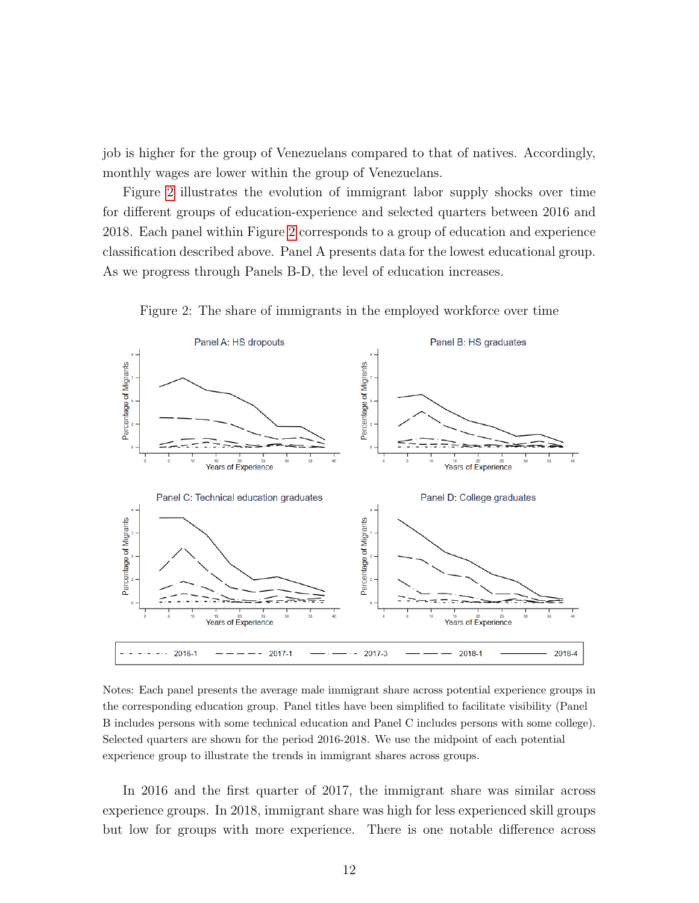job is higher for the group of Venezuelans compared to that of natives. Accordingly, monthly wages are lower within the group of Venezuelans.

Figure 2 illustrates the evolution of immigrant labor supply shocks over time for different groups of education-experience and selected quarters between 2016 and 2018. Each panel within Figure 2 corresponds to a group of education and experience classification described above. Panel A presents data for the lowest educational group. As we progress through Panels B-D, the level of education increases.

Figure 2: The share of immigrants in the employed workforce over time

Notes: Each panel presents the average male immigrant share across potential experience groups in the corresponding education group. Panel titles have been simplified to facilitate visibility (Panel B includes persons with some technical education and Panel C includes persons with some college). Selected quarters are shown for the period 2016-2018. We use the midpoint of each potential experience group to illustrate the trends in immigrant shares across groups.

In 2016 and the first quarter of 2017, the immigrant share was similar across experience groups. In 2018, immigrant share was high for less experienced skill groups but low for groups with more experience. There is one notable difference across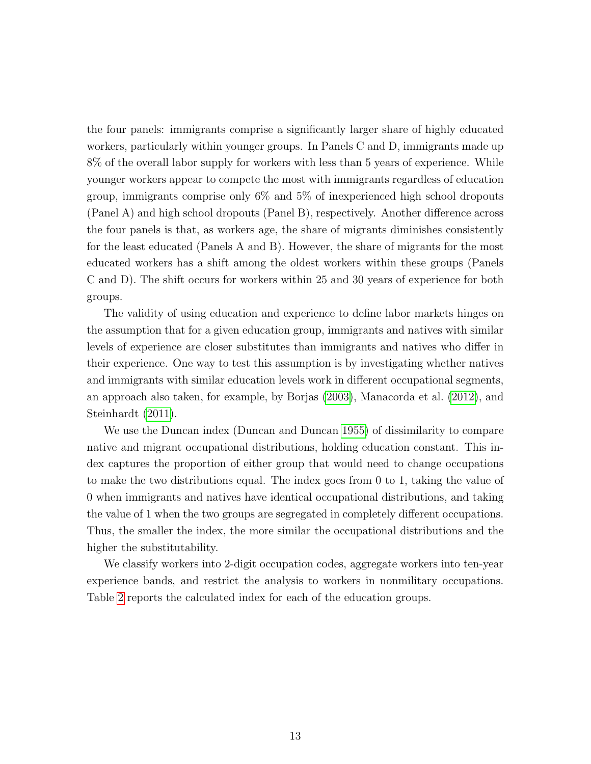the four panels: immigrants comprise a significantly larger share of highly educated workers, particularly within younger groups. In Panels C and D, immigrants made up 8% of the overall labor supply for workers with less than 5 years of experience. While younger workers appear to compete the most with immigrants regardless of education group, immigrants comprise only 6% and 5% of inexperienced high school dropouts (Panel A) and high school dropouts (Panel B), respectively. Another difference across the four panels is that, as workers age, the share of migrants diminishes consistently for the least educated (Panels A and B). However, the share of migrants for the most educated workers has a shift among the oldest workers within these groups (Panels C and D). The shift occurs for workers within 25 and 30 years of experience for both groups.

The validity of using education and experience to define labor markets hinges on the assumption that for a given education group, immigrants and natives with similar levels of experience are closer substitutes than immigrants and natives who differ in their experience. One way to test this assumption is by investigating whether natives and immigrants with similar education levels work in different occupational segments, an approach also taken, for example, by Borjas (2003), Manacorda et al. (2012), and Steinhardt (2011).

We use the Duncan index (Duncan and Duncan 1955) of dissimilarity to compare native and migrant occupational distributions, holding education constant. This index captures the proportion of either group that would need to change occupations to make the two distributions equal. The index goes from 0 to 1, taking the value of 0 when immigrants and natives have identical occupational distributions, and taking the value of 1 when the two groups are segregated in completely different occupations. Thus, the smaller the index, the more similar the occupational distributions and the higher the substitutability.

We classify workers into 2-digit occupation codes, aggregate workers into ten-year experience bands, and restrict the analysis to workers in nonmilitary occupations. Table 2 reports the calculated index for each of the education groups.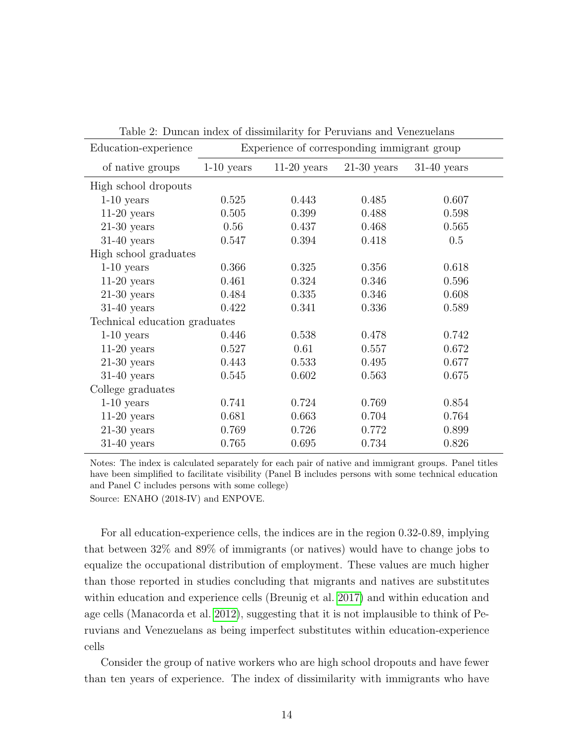Table 2: Duncan index of dissimilarity for Peruvians and Venezuelans

| Education-experience of native groups | Experience of corresponding immigrant group | | | |
|---|---|---|---|---|
| | 1-10 years | 11-20 years | 21-30 years | 31-40 years |
| High school dropouts | | | | |
| 1-10 years | 0.525 | 0.443 | 0.485 | 0.607 |
| 11-20 years | 0.505 | 0.399 | 0.488 | 0.598 |
| 21-30 years | 0.56 | 0.437 | 0.468 | 0.565 |
| 31-40 years | 0.547 | 0.394 | 0.418 | 0.5 |
| High school graduates | | | | |
| 1-10 years | 0.366 | 0.325 | 0.356 | 0.618 |
| 11-20 years | 0.461 | 0.324 | 0.346 | 0.596 |
| 21-30 years | 0.484 | 0.335 | 0.346 | 0.608 |
| 31-40 years | 0.422 | 0.341 | 0.336 | 0.589 |
| Technical education graduates | | | | |
| 1-10 years | 0.446 | 0.538 | 0.478 | 0.742 |
| 11-20 years | 0.527 | 0.61 | 0.557 | 0.672 |
| 21-30 years | 0.443 | 0.533 | 0.495 | 0.677 |
| 31-40 years | 0.545 | 0.602 | 0.563 | 0.675 |
| College graduates | | | | |
| 1-10 years | 0.741 | 0.724 | 0.769 | 0.854 |
| 11-20 years | 0.681 | 0.663 | 0.704 | 0.764 |
| 21-30 years | 0.769 | 0.726 | 0.772 | 0.899 |
| 31-40 years | 0.765 | 0.695 | 0.734 | 0.826 |

Notes: The index is calculated separately for each pair of native and immigrant groups. Panel titles have been simplified to facilitate visibility (Panel B includes persons with some technical education and Panel C includes persons with some college)

Source: ENAHO (2018-IV) and ENPOVE.

For all education-experience cells, the indices are in the region 0.32-0.89, implying that between 32% and 89% of immigrants (or natives) would have to change jobs to equalize the occupational distribution of employment. These values are much higher than those reported in studies concluding that migrants and natives are substitutes within education and experience cells (Breunig et al. 2017) and within education and age cells (Manacorda et al. 2012), suggesting that it is not implausible to think of Peruvians and Venezuelans as being imperfect substitutes within education-experience cells

Consider the group of native workers who are high school dropouts and have fewer than ten years of experience. The index of dissimilarity with immigrants who have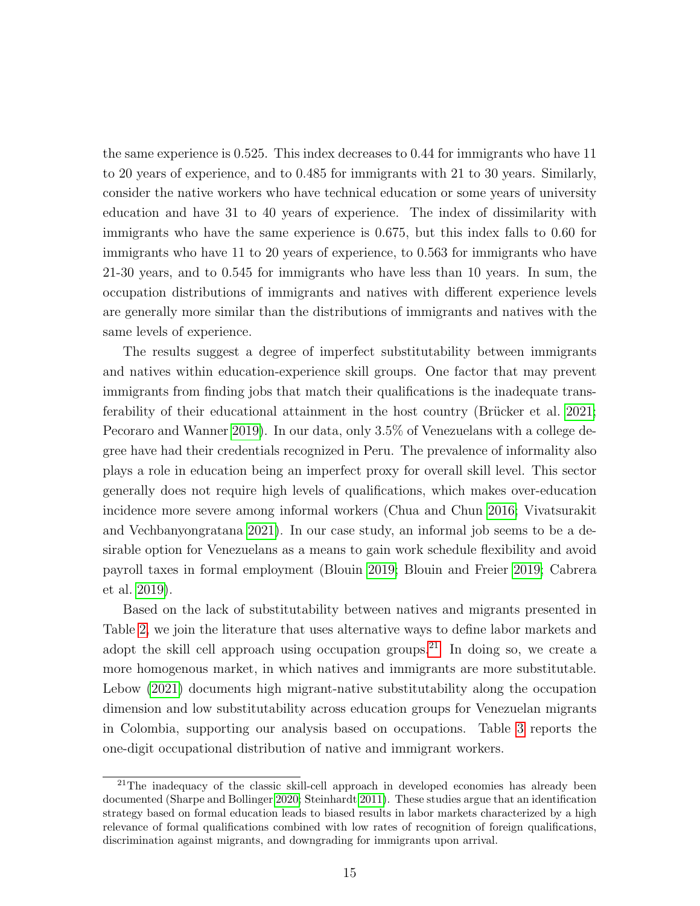the same experience is 0.525. This index decreases to 0.44 for immigrants who have 11 to 20 years of experience, and to 0.485 for immigrants with 21 to 30 years. Similarly, consider the native workers who have technical education or some years of university education and have 31 to 40 years of experience. The index of dissimilarity with immigrants who have the same experience is 0.675, but this index falls to 0.60 for immigrants who have 11 to 20 years of experience, to 0.563 for immigrants who have 21-30 years, and to 0.545 for immigrants who have less than 10 years. In sum, the occupation distributions of immigrants and natives with different experience levels are generally more similar than the distributions of immigrants and natives with the same levels of experience.

The results suggest a degree of imperfect substitutability between immigrants and natives within education-experience skill groups. One factor that may prevent immigrants from finding jobs that match their qualifications is the inadequate transferability of their educational attainment in the host country (Brücker et al. 2021; Pecoraro and Wanner 2019). In our data, only 3.5% of Venezuelans with a college degree have had their credentials recognized in Peru. The prevalence of informality also plays a role in education being an imperfect proxy for overall skill level. This sector generally does not require high levels of qualifications, which makes over-education incidence more severe among informal workers (Chua and Chun 2016; Vivatsurakit and Vechbanyongratana 2021). In our case study, an informal job seems to be a desirable option for Venezuelans as a means to gain work schedule flexibility and avoid payroll taxes in formal employment (Blouin 2019; Blouin and Freier 2019; Cabrera et al. 2019).

Based on the lack of substitutability between natives and migrants presented in Table 2, we join the literature that uses alternative ways to define labor markets and adopt the skill cell approach using occupation groups.[21] In doing so, we create a more homogenous market, in which natives and immigrants are more substitutable. Lebow (2021) documents high migrant-native substitutability along the occupation dimension and low substitutability across education groups for Venezuelan migrants in Colombia, supporting our analysis based on occupations. Table 3 reports the one-digit occupational distribution of native and immigrant workers.

[21] The inadequacy of the classic skill-cell approach in developed economies has already been documented (Sharpe and Bollinger 2020; Steinhardt 2011). These studies argue that an identification strategy based on formal education leads to biased results in labor markets characterized by a high relevance of formal qualifications combined with low rates of recognition of foreign qualifications, discrimination against migrants, and downgrading for immigrants upon arrival.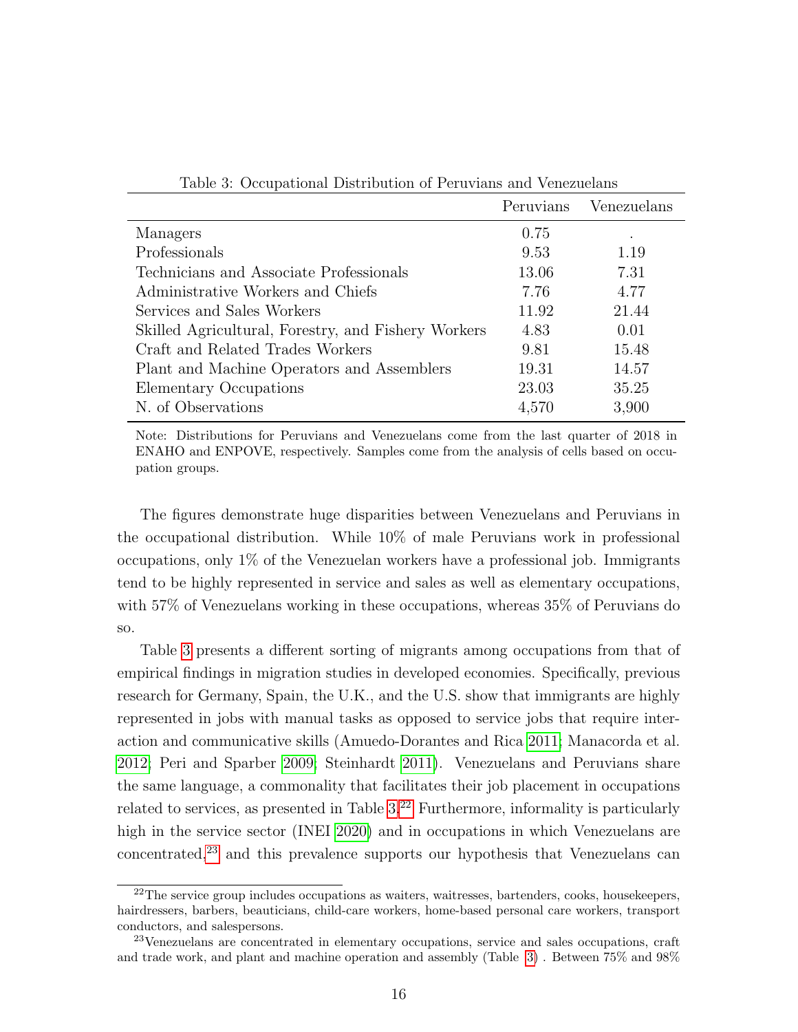Table 3: Occupational Distribution of Peruvians and Venezuelans

| | Peruvians | Venezuelans |
|---|---|---|
| Managers | 0.75 | . |
| Professionals | 9.53 | 1.19 |
| Technicians and Associate Professionals | 13.06 | 7.31 |
| Administrative Workers and Chiefs | 7.76 | 4.77 |
| Services and Sales Workers | 11.92 | 21.44 |
| Skilled Agricultural, Forestry, and Fishery Workers | 4.83 | 0.01 |
| Craft and Related Trades Workers | 9.81 | 15.48 |
| Plant and Machine Operators and Assemblers | 19.31 | 14.57 |
| Elementary Occupations | 23.03 | 35.25 |
| N. of Observations | 4,570 | 3,900 |

Note: Distributions for Peruvians and Venezuelans come from the last quarter of 2018 in ENAHO and ENPOVE, respectively. Samples come from the analysis of cells based on occupation groups.

The figures demonstrate huge disparities between Venezuelans and Peruvians in the occupational distribution. While 10% of male Peruvians work in professional occupations, only 1% of the Venezuelan workers have a professional job. Immigrants tend to be highly represented in service and sales as well as elementary occupations, with 57% of Venezuelans working in these occupations, whereas 35% of Peruvians do so.

Table 3 presents a different sorting of migrants among occupations from that of empirical findings in migration studies in developed economies. Specifically, previous research for Germany, Spain, the U.K., and the U.S. show that immigrants are highly represented in jobs with manual tasks as opposed to service jobs that require interaction and communicative skills (Amuedo-Dorantes and Rica 2011; Manacorda et al. 2012; Peri and Sparber 2009; Steinhardt 2011). Venezuelans and Peruvians share the same language, a commonality that facilitates their job placement in occupations related to services, as presented in Table 3.[22] Furthermore, informality is particularly high in the service sector (INEI 2020) and in occupations in which Venezuelans are concentrated,[23] and this prevalence supports our hypothesis that Venezuelans can

[22] The service group includes occupations as waiters, waitresses, bartenders, cooks, housekeepers, hairdressers, barbers, beauticians, child-care workers, home-based personal care workers, transport conductors, and salespersons.

[23] Venezuelans are concentrated in elementary occupations, service and sales occupations, craft and trade work, and plant and machine operation and assembly (Table 3) . Between 75% and 98%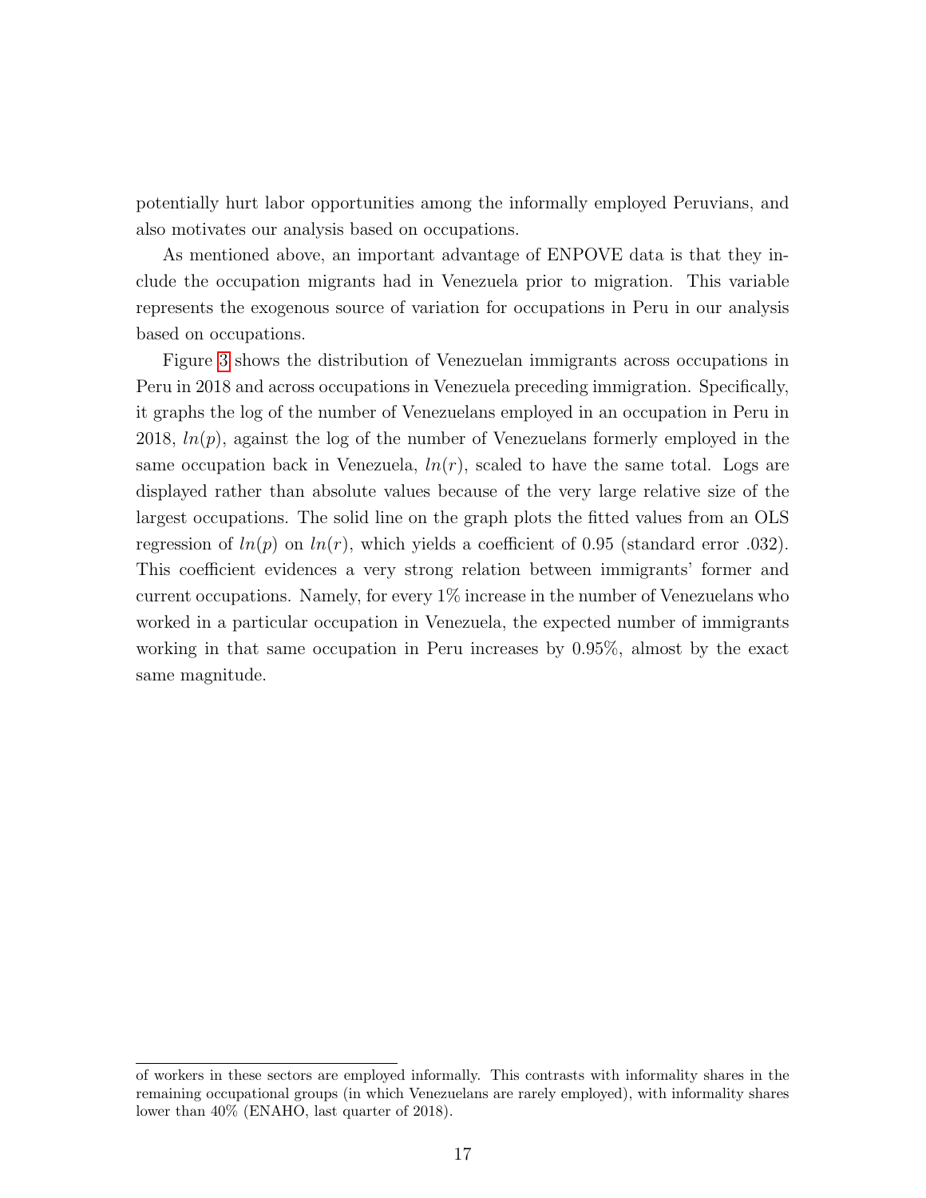potentially hurt labor opportunities among the informally employed Peruvians, and also motivates our analysis based on occupations.

As mentioned above, an important advantage of ENPOVE data is that they include the occupation migrants had in Venezuela prior to migration. This variable represents the exogenous source of variation for occupations in Peru in our analysis based on occupations.

Figure 3 shows the distribution of Venezuelan immigrants across occupations in Peru in 2018 and across occupations in Venezuela preceding immigration. Specifically, it graphs the log of the number of Venezuelans employed in an occupation in Peru in 2018, $ln(p)$, against the log of the number of Venezuelans formerly employed in the same occupation back in Venezuela, $ln(r)$, scaled to have the same total. Logs are displayed rather than absolute values because of the very large relative size of the largest occupations. The solid line on the graph plots the fitted values from an OLS regression of $ln(p)$ on $ln(r)$, which yields a coefficient of 0.95 (standard error .032). This coefficient evidences a very strong relation between immigrants' former and current occupations. Namely, for every 1% increase in the number of Venezuelans who worked in a particular occupation in Venezuela, the expected number of immigrants working in that same occupation in Peru increases by 0.95%, almost by the exact same magnitude.

of workers in these sectors are employed informally. This contrasts with informality shares in the remaining occupational groups (in which Venezuelans are rarely employed), with informality shares lower than 40% (ENAHO, last quarter of 2018).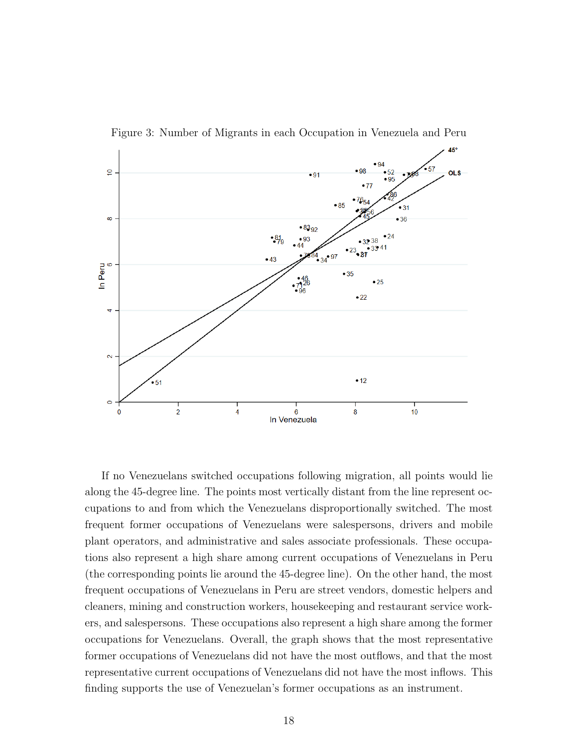Figure 3: Number of Migrants in each Occupation in Venezuela and Peru

If no Venezuelans switched occupations following migration, all points would lie along the 45-degree line. The points most vertically distant from the line represent occupations to and from which the Venezuelans disproportionally switched. The most frequent former occupations of Venezuelans were salespersons, drivers and mobile plant operators, and administrative and sales associate professionals. These occupations also represent a high share among current occupations of Venezuelans in Peru (the corresponding points lie around the 45-degree line). On the other hand, the most frequent occupations of Venezuelans in Peru are street vendors, domestic helpers and cleaners, mining and construction workers, housekeeping and restaurant service workers, and salespersons. These occupations also represent a high share among the former occupations for Venezuelans. Overall, the graph shows that the most representative former occupations of Venezuelans did not have the most outflows, and that the most representative current occupations of Venezuelans did not have the most inflows. This finding supports the use of Venezuelan's former occupations as an instrument.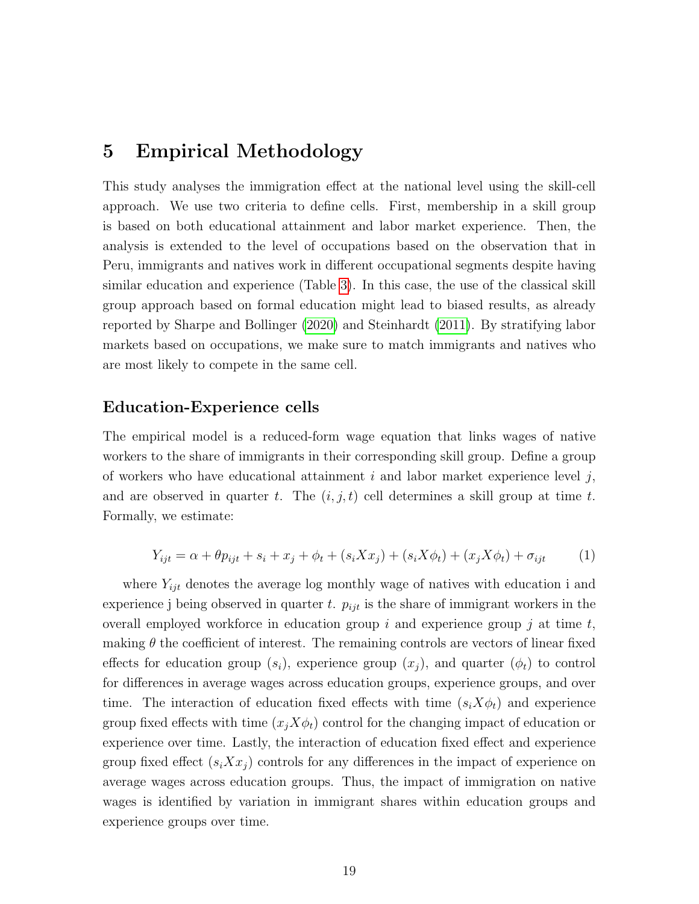# 5 Empirical Methodology

This study analyses the immigration effect at the national level using the skill-cell approach. We use two criteria to define cells. First, membership in a skill group is based on both educational attainment and labor market experience. Then, the analysis is extended to the level of occupations based on the observation that in Peru, immigrants and natives work in different occupational segments despite having similar education and experience (Table 3). In this case, the use of the classical skill group approach based on formal education might lead to biased results, as already reported by Sharpe and Bollinger (2020) and Steinhardt (2011). By stratifying labor markets based on occupations, we make sure to match immigrants and natives who are most likely to compete in the same cell.

### Education-Experience cells

The empirical model is a reduced-form wage equation that links wages of native workers to the share of immigrants in their corresponding skill group. Define a group of workers who have educational attainment $i$ and labor market experience level $j$, and are observed in quarter $t$. The $(i, j, t)$ cell determines a skill group at time $t$. Formally, we estimate:

$$Y_{ijt} = \alpha + \theta p_{ijt} + s_i + x_j + \phi_t + (s_i X x_j) + (s_i X \phi_t) + (x_j X \phi_t) + \sigma_{ijt} \tag{1}$$

where $Y_{ijt}$ denotes the average log monthly wage of natives with education i and experience j being observed in quarter $t$. $p_{ijt}$ is the share of immigrant workers in the overall employed workforce in education group $i$ and experience group $j$ at time $t$, making $\theta$ the coefficient of interest. The remaining controls are vectors of linear fixed effects for education group ($s_i$), experience group ($x_j$), and quarter ($\phi_t$) to control for differences in average wages across education groups, experience groups, and over time. The interaction of education fixed effects with time ($s_i X \phi_t$) and experience group fixed effects with time ($x_j X \phi_t$) control for the changing impact of education or experience over time. Lastly, the interaction of education fixed effect and experience group fixed effect ($s_i X x_j$) controls for any differences in the impact of experience on average wages across education groups. Thus, the impact of immigration on native wages is identified by variation in immigrant shares within education groups and experience groups over time.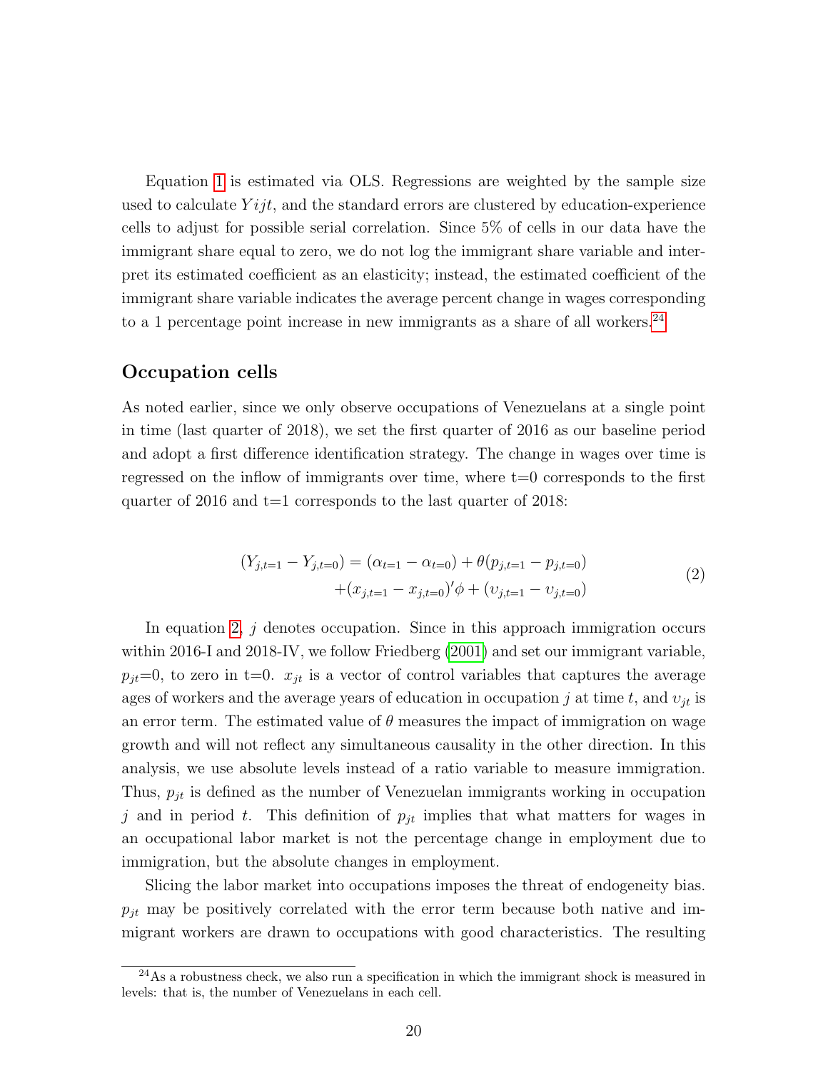Equation 1 is estimated via OLS. Regressions are weighted by the sample size used to calculate $Yijt$, and the standard errors are clustered by education-experience cells to adjust for possible serial correlation. Since 5% of cells in our data have the immigrant share equal to zero, we do not log the immigrant share variable and interpret its estimated coefficient as an elasticity; instead, the estimated coefficient of the immigrant share variable indicates the average percent change in wages corresponding to a 1 percentage point increase in new immigrants as a share of all workers.[24]

## Occupation cells

As noted earlier, since we only observe occupations of Venezuelans at a single point in time (last quarter of 2018), we set the first quarter of 2016 as our baseline period and adopt a first difference identification strategy. The change in wages over time is regressed on the inflow of immigrants over time, where t=0 corresponds to the first quarter of 2016 and t=1 corresponds to the last quarter of 2018:

$$
\begin{aligned}
(Y_{j,t=1} - Y_{j,t=0}) = (\alpha_{t=1} - \alpha_{t=0}) + \theta(p_{j,t=1} - p_{j,t=0}) \\
+ (x_{j,t=1} - x_{j,t=0})'\phi + (\upsilon_{j,t=1} - \upsilon_{j,t=0})
\end{aligned}
\tag{2}
$$

In equation 2, $j$ denotes occupation. Since in this approach immigration occurs within 2016-I and 2018-IV, we follow Friedberg (2001) and set our immigrant variable, $p_{jt}$=0, to zero in t=0. $x_{jt}$ is a vector of control variables that captures the average ages of workers and the average years of education in occupation $j$ at time $t$, and $\upsilon_{jt}$ is an error term. The estimated value of $\theta$ measures the impact of immigration on wage growth and will not reflect any simultaneous causality in the other direction. In this analysis, we use absolute levels instead of a ratio variable to measure immigration. Thus, $p_{jt}$ is defined as the number of Venezuelan immigrants working in occupation $j$ and in period $t$. This definition of $p_{jt}$ implies that what matters for wages in an occupational labor market is not the percentage change in employment due to immigration, but the absolute changes in employment.

Slicing the labor market into occupations imposes the threat of endogeneity bias. $p_{jt}$ may be positively correlated with the error term because both native and immigrant workers are drawn to occupations with good characteristics. The resulting

[24] As a robustness check, we also run a specification in which the immigrant shock is measured in levels: that is, the number of Venezuelans in each cell.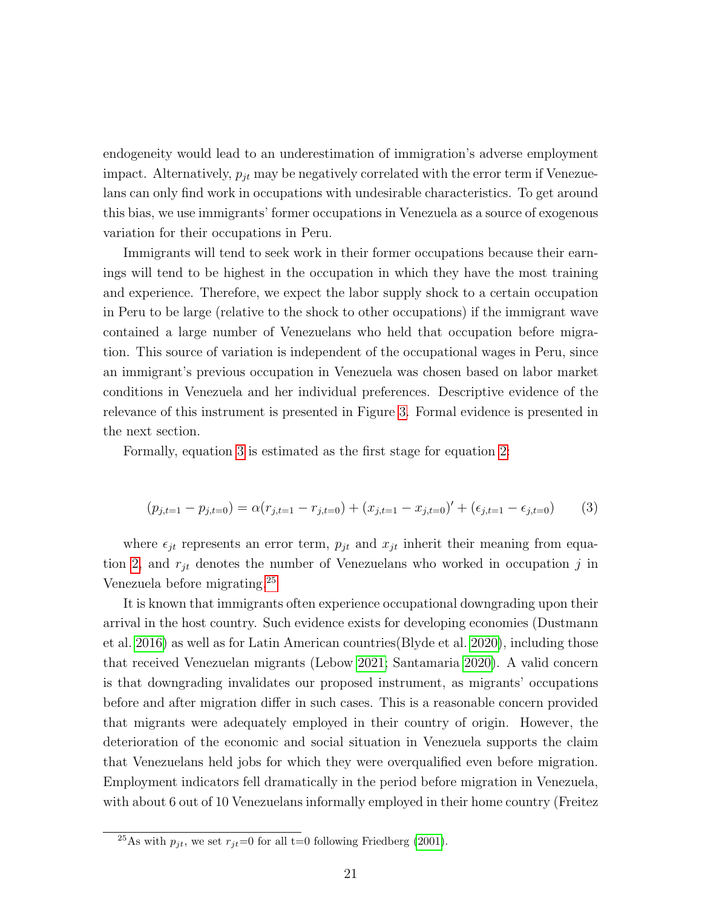endogeneity would lead to an underestimation of immigration's adverse employment impact. Alternatively, $p_{jt}$ may be negatively correlated with the error term if Venezuelans can only find work in occupations with undesirable characteristics. To get around this bias, we use immigrants' former occupations in Venezuela as a source of exogenous variation for their occupations in Peru.

Immigrants will tend to seek work in their former occupations because their earnings will tend to be highest in the occupation in which they have the most training and experience. Therefore, we expect the labor supply shock to a certain occupation in Peru to be large (relative to the shock to other occupations) if the immigrant wave contained a large number of Venezuelans who held that occupation before migration. This source of variation is independent of the occupational wages in Peru, since an immigrant's previous occupation in Venezuela was chosen based on labor market conditions in Venezuela and her individual preferences. Descriptive evidence of the relevance of this instrument is presented in Figure 3. Formal evidence is presented in the next section.

Formally, equation 3 is estimated as the first stage for equation 2:

$$(p_{j,t=1} - p_{j,t=0}) = \alpha(r_{j,t=1} - r_{j,t=0}) + (x_{j,t=1} - x_{j,t=0})' + (\epsilon_{j,t=1} - \epsilon_{j,t=0}) \tag{3}$$

where $\epsilon_{jt}$ represents an error term, $p_{jt}$ and $x_{jt}$ inherit their meaning from equation 2, and $r_{jt}$ denotes the number of Venezuelans who worked in occupation $j$ in Venezuela before migrating.[25]

It is known that immigrants often experience occupational downgrading upon their arrival in the host country. Such evidence exists for developing economies (Dustmann et al. 2016) as well as for Latin American countries(Blyde et al. 2020), including those that received Venezuelan migrants (Lebow 2021; Santamaria 2020). A valid concern is that downgrading invalidates our proposed instrument, as migrants' occupations before and after migration differ in such cases. This is a reasonable concern provided that migrants were adequately employed in their country of origin. However, the deterioration of the economic and social situation in Venezuela supports the claim that Venezuelans held jobs for which they were overqualified even before migration. Employment indicators fell dramatically in the period before migration in Venezuela, with about 6 out of 10 Venezuelans informally employed in their home country (Freitez

[25]As with $p_{jt}$, we set $r_{jt}$=0 for all t=0 following Friedberg (2001).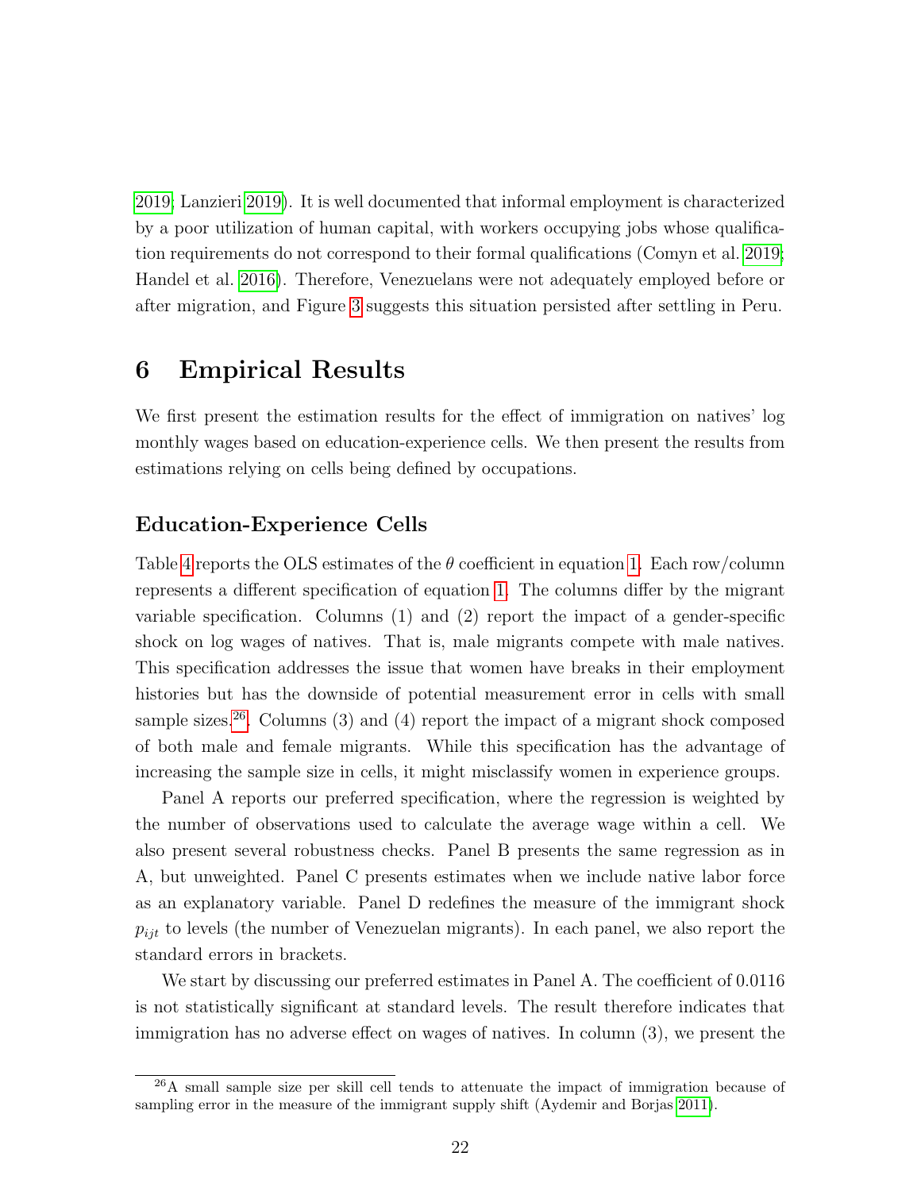2019; Lanzieri 2019). It is well documented that informal employment is characterized by a poor utilization of human capital, with workers occupying jobs whose qualification requirements do not correspond to their formal qualifications (Comyn et al. 2019; Handel et al. 2016). Therefore, Venezuelans were not adequately employed before or after migration, and Figure 3 suggests this situation persisted after settling in Peru.

# 6 Empirical Results

We first present the estimation results for the effect of immigration on natives' log monthly wages based on education-experience cells. We then present the results from estimations relying on cells being defined by occupations.

### Education-Experience Cells

Table 4 reports the OLS estimates of the $\theta$ coefficient in equation 1. Each row/column represents a different specification of equation 1. The columns differ by the migrant variable specification. Columns (1) and (2) report the impact of a gender-specific shock on log wages of natives. That is, male migrants compete with male natives. This specification addresses the issue that women have breaks in their employment histories but has the downside of potential measurement error in cells with small sample sizes.[26]. Columns (3) and (4) report the impact of a migrant shock composed of both male and female migrants. While this specification has the advantage of increasing the sample size in cells, it might misclassify women in experience groups.

Panel A reports our preferred specification, where the regression is weighted by the number of observations used to calculate the average wage within a cell. We also present several robustness checks. Panel B presents the same regression as in A, but unweighted. Panel C presents estimates when we include native labor force as an explanatory variable. Panel D redefines the measure of the immigrant shock $p_{ijt}$ to levels (the number of Venezuelan migrants). In each panel, we also report the standard errors in brackets.

We start by discussing our preferred estimates in Panel A. The coefficient of 0.0116 is not statistically significant at standard levels. The result therefore indicates that immigration has no adverse effect on wages of natives. In column (3), we present the

[26]A small sample size per skill cell tends to attenuate the impact of immigration because of sampling error in the measure of the immigrant supply shift (Aydemir and Borjas 2011).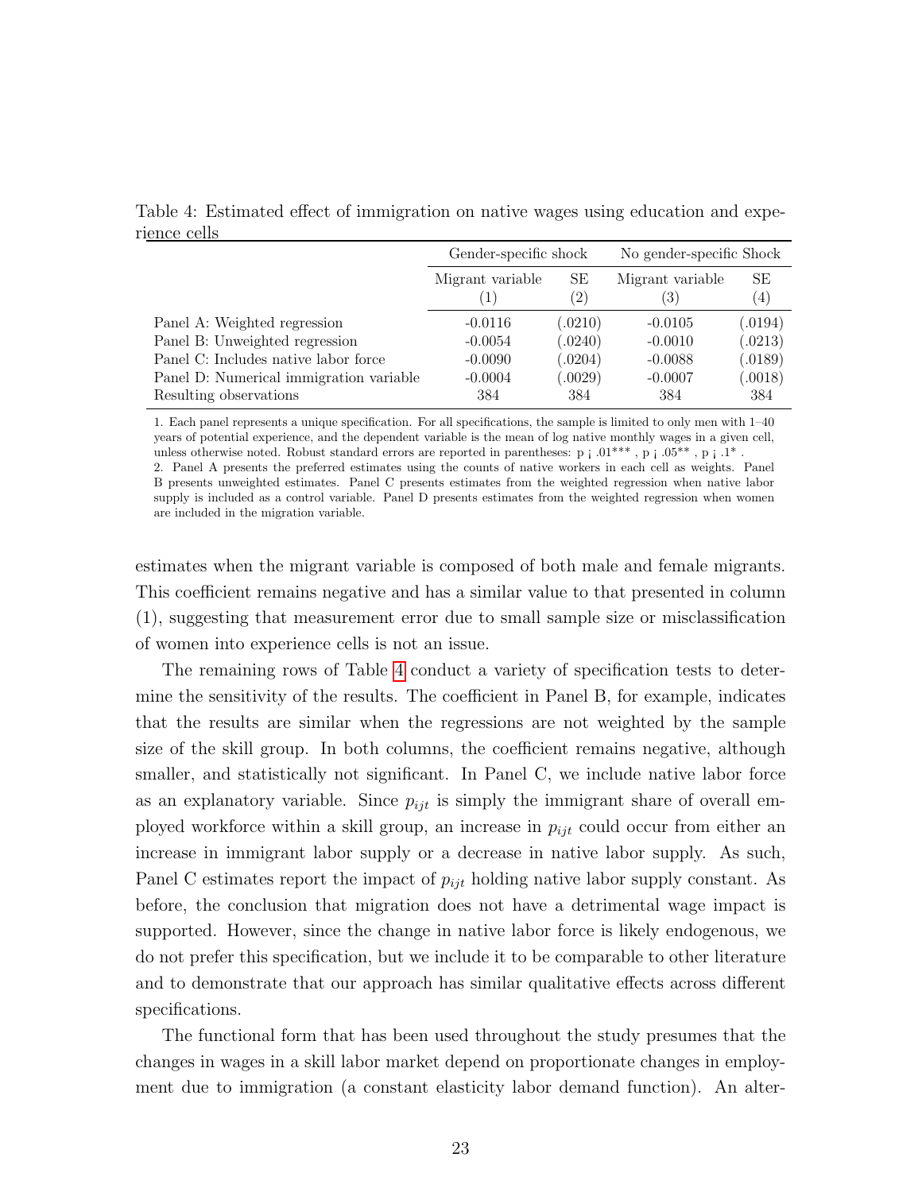Table 4: Estimated effect of immigration on native wages using education and experience cells

| | Gender-specific shock | | No gender-specific Shock | |
|---|---|---|---|---|
| | Migrant variable (1) | SE (2) | Migrant variable (3) | SE (4) |
| Panel A: Weighted regression | -0.0116 | (.0210) | -0.0105 | (.0194) |
| Panel B: Unweighted regression | -0.0054 | (.0240) | -0.0010 | (.0213) |
| Panel C: Includes native labor force | -0.0090 | (.0204) | -0.0088 | (.0189) |
| Panel D: Numerical immigration variable | -0.0004 | (.0029) | -0.0007 | (.0018) |
| Resulting observations | 384 | 384 | 384 | 384 |

1. Each panel represents a unique specification. For all specifications, the sample is limited to only men with 1–40 years of potential experience, and the dependent variable is the mean of log native monthly wages in a given cell, unless otherwise noted. Robust standard errors are reported in parentheses: p ¡ .01*** , p ¡ .05** , p ¡ .1* .
2. Panel A presents the preferred estimates using the counts of native workers in each cell as weights. Panel B presents unweighted estimates. Panel C presents estimates from the weighted regression when native labor supply is included as a control variable. Panel D presents estimates from the weighted regression when women are included in the migration variable.

estimates when the migrant variable is composed of both male and female migrants. This coefficient remains negative and has a similar value to that presented in column (1), suggesting that measurement error due to small sample size or misclassification of women into experience cells is not an issue.

The remaining rows of Table 4 conduct a variety of specification tests to determine the sensitivity of the results. The coefficient in Panel B, for example, indicates that the results are similar when the regressions are not weighted by the sample size of the skill group. In both columns, the coefficient remains negative, although smaller, and statistically not significant. In Panel C, we include native labor force as an explanatory variable. Since $p_{ijt}$ is simply the immigrant share of overall employed workforce within a skill group, an increase in $p_{ijt}$ could occur from either an increase in immigrant labor supply or a decrease in native labor supply. As such, Panel C estimates report the impact of $p_{ijt}$ holding native labor supply constant. As before, the conclusion that migration does not have a detrimental wage impact is supported. However, since the change in native labor force is likely endogenous, we do not prefer this specification, but we include it to be comparable to other literature and to demonstrate that our approach has similar qualitative effects across different specifications.

The functional form that has been used throughout the study presumes that the changes in wages in a skill labor market depend on proportionate changes in employment due to immigration (a constant elasticity labor demand function). An alter-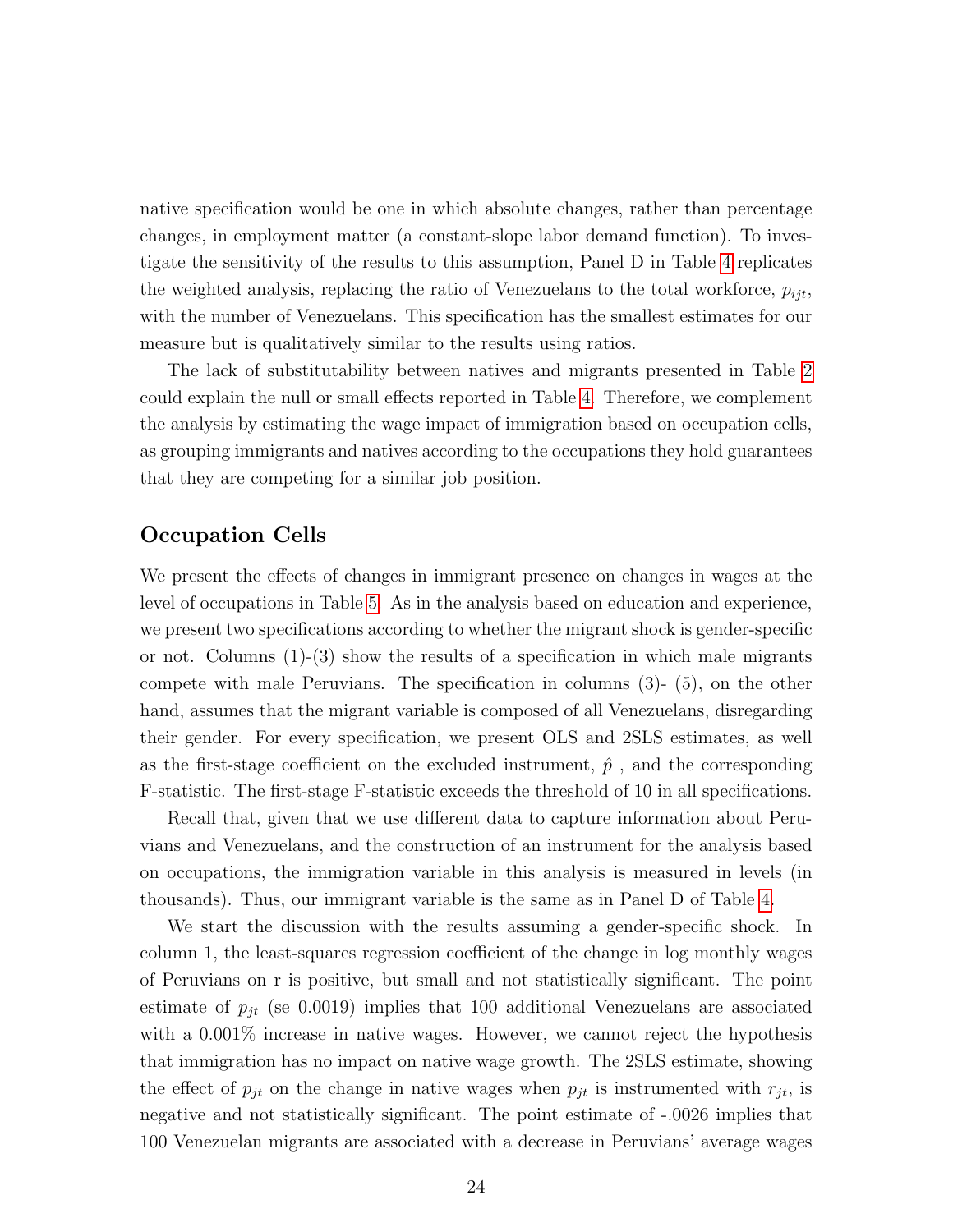native specification would be one in which absolute changes, rather than percentage changes, in employment matter (a constant-slope labor demand function). To investigate the sensitivity of the results to this assumption, Panel D in Table 4 replicates the weighted analysis, replacing the ratio of Venezuelans to the total workforce, $p_{ijt}$, with the number of Venezuelans. This specification has the smallest estimates for our measure but is qualitatively similar to the results using ratios.

The lack of substitutability between natives and migrants presented in Table 2 could explain the null or small effects reported in Table 4. Therefore, we complement the analysis by estimating the wage impact of immigration based on occupation cells, as grouping immigrants and natives according to the occupations they hold guarantees that they are competing for a similar job position.

## Occupation Cells

We present the effects of changes in immigrant presence on changes in wages at the level of occupations in Table 5. As in the analysis based on education and experience, we present two specifications according to whether the migrant shock is gender-specific or not. Columns (1)-(3) show the results of a specification in which male migrants compete with male Peruvians. The specification in columns (3)- (5), on the other hand, assumes that the migrant variable is composed of all Venezuelans, disregarding their gender. For every specification, we present OLS and 2SLS estimates, as well as the first-stage coefficient on the excluded instrument, $\hat{p}$ , and the corresponding F-statistic. The first-stage F-statistic exceeds the threshold of 10 in all specifications.

Recall that, given that we use different data to capture information about Peruvians and Venezuelans, and the construction of an instrument for the analysis based on occupations, the immigration variable in this analysis is measured in levels (in thousands). Thus, our immigrant variable is the same as in Panel D of Table 4.

We start the discussion with the results assuming a gender-specific shock. In column 1, the least-squares regression coefficient of the change in log monthly wages of Peruvians on r is positive, but small and not statistically significant. The point estimate of $p_{jt}$ (se 0.0019) implies that 100 additional Venezuelans are associated with a 0.001% increase in native wages. However, we cannot reject the hypothesis that immigration has no impact on native wage growth. The 2SLS estimate, showing the effect of $p_{jt}$ on the change in native wages when $p_{jt}$ is instrumented with $r_{jt}$, is negative and not statistically significant. The point estimate of -.0026 implies that 100 Venezuelan migrants are associated with a decrease in Peruvians' average wages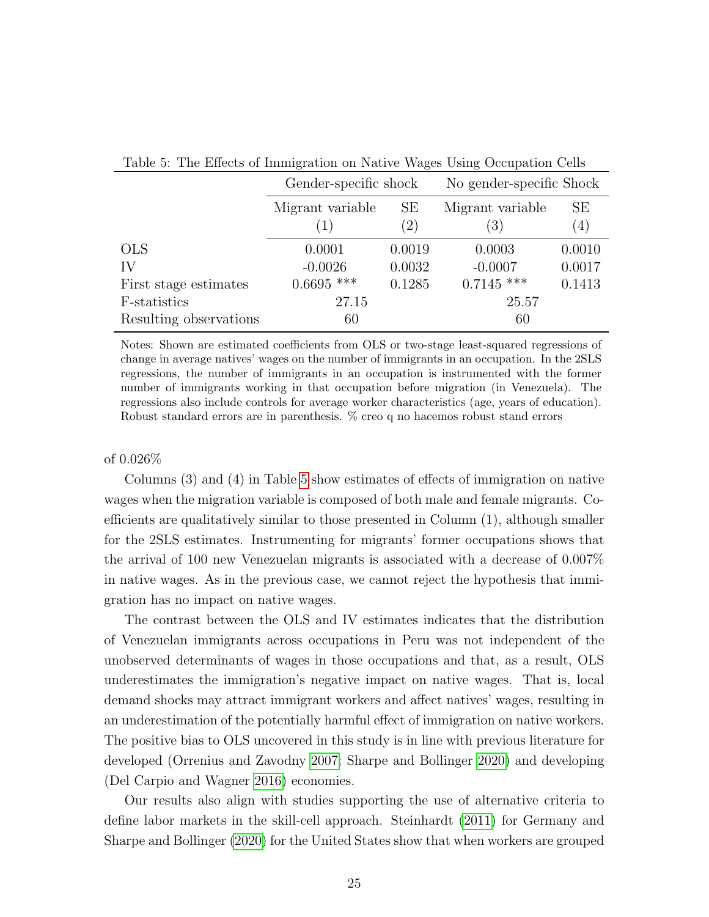Table 5: The Effects of Immigration on Native Wages Using Occupation Cells

| | Gender-specific shock | | No gender-specific Shock | |
|---|---|---|---|---|
| | Migrant variable (1) | SE (2) | Migrant variable (3) | SE (4) |
| OLS | 0.0001 | 0.0019 | 0.0003 | 0.0010 |
| IV | -0.0026 | 0.0032 | -0.0007 | 0.0017 |
| First stage estimates | 0.6695 *** | 0.1285 | 0.7145 *** | 0.1413 |
| F-statistics | 27.15 | | 25.57 | |
| Resulting observations | 60 | | 60 | |

Notes: Shown are estimated coefficients from OLS or two-stage least-squared regressions of change in average natives' wages on the number of immigrants in an occupation. In the 2SLS regressions, the number of immigrants in an occupation is instrumented with the former number of immigrants working in that occupation before migration (in Venezuela). The regressions also include controls for average worker characteristics (age, years of education). Robust standard errors are in parenthesis. % creo q no hacemos robust stand errors

of 0.026%

Columns (3) and (4) in Table 5 show estimates of effects of immigration on native wages when the migration variable is composed of both male and female migrants. Coefficients are qualitatively similar to those presented in Column (1), although smaller for the 2SLS estimates. Instrumenting for migrants' former occupations shows that the arrival of 100 new Venezuelan migrants is associated with a decrease of 0.007% in native wages. As in the previous case, we cannot reject the hypothesis that immigration has no impact on native wages.

The contrast between the OLS and IV estimates indicates that the distribution of Venezuelan immigrants across occupations in Peru was not independent of the unobserved determinants of wages in those occupations and that, as a result, OLS underestimates the immigration's negative impact on native wages. That is, local demand shocks may attract immigrant workers and affect natives' wages, resulting in an underestimation of the potentially harmful effect of immigration on native workers. The positive bias to OLS uncovered in this study is in line with previous literature for developed (Orrenius and Zavodny 2007; Sharpe and Bollinger 2020) and developing (Del Carpio and Wagner 2016) economies.

Our results also align with studies supporting the use of alternative criteria to define labor markets in the skill-cell approach. Steinhardt (2011) for Germany and Sharpe and Bollinger (2020) for the United States show that when workers are grouped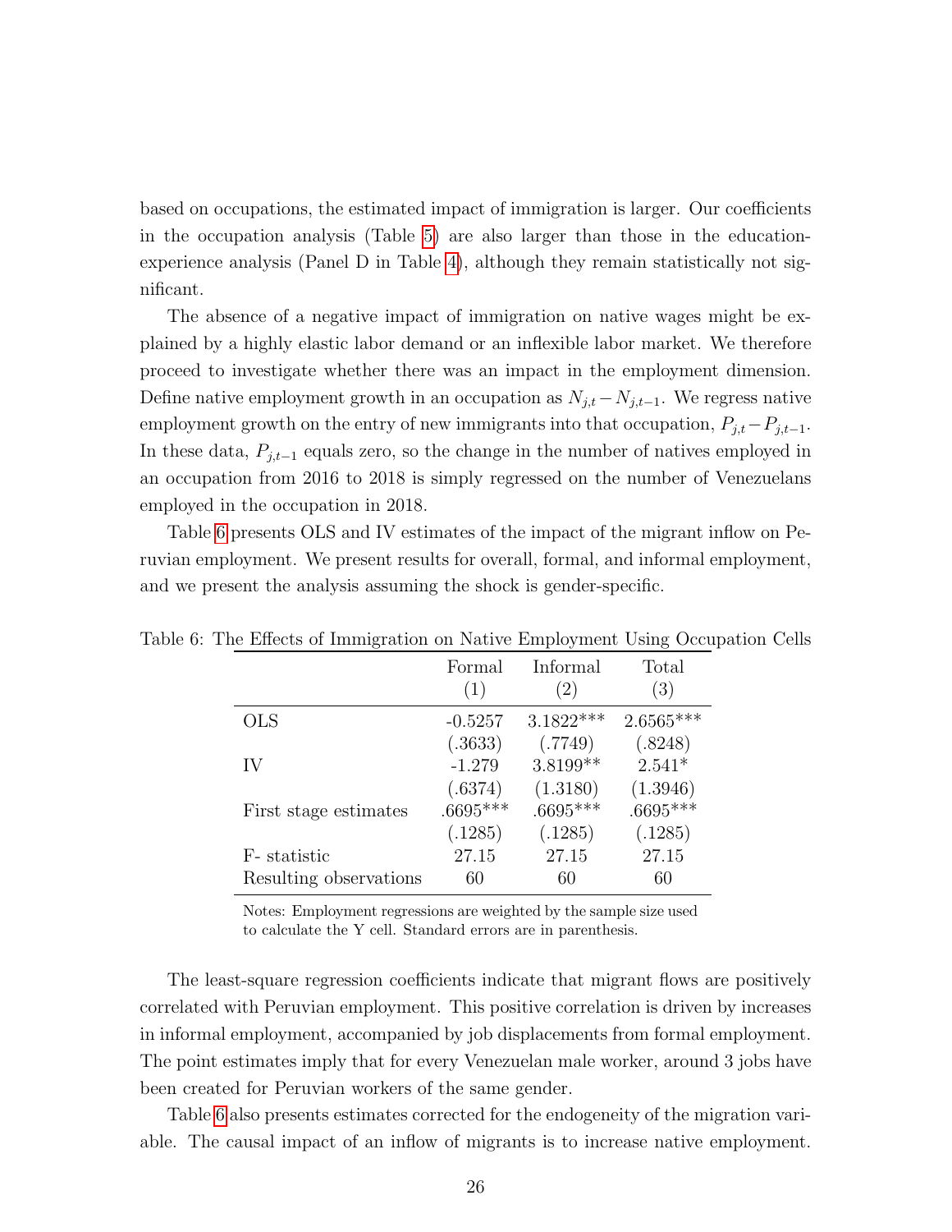based on occupations, the estimated impact of immigration is larger. Our coefficients in the occupation analysis (Table 5) are also larger than those in the education-experience analysis (Panel D in Table 4), although they remain statistically not significant.

The absence of a negative impact of immigration on native wages might be explained by a highly elastic labor demand or an inflexible labor market. We therefore proceed to investigate whether there was an impact in the employment dimension. Define native employment growth in an occupation as $N_{j,t} - N_{j,t-1}$. We regress native employment growth on the entry of new immigrants into that occupation, $P_{j,t} - P_{j,t-1}$. In these data, $P_{j,t-1}$ equals zero, so the change in the number of natives employed in an occupation from 2016 to 2018 is simply regressed on the number of Venezuelans employed in the occupation in 2018.

Table 6 presents OLS and IV estimates of the impact of the migrant inflow on Peruvian employment. We present results for overall, formal, and informal employment, and we present the analysis assuming the shock is gender-specific.

Table 6: The Effects of Immigration on Native Employment Using Occupation Cells

| | Formal (1) | Informal (2) | Total (3) |
|---|---|---|---|
| OLS | -0.5257 | 3.1822*** | 2.6565*** |
| | (.3633) | (.7749) | (.8248) |
| IV | -1.279 | 3.8199** | 2.541* |
| | (.6374) | (1.3180) | (1.3946) |
| First stage estimates | .6695*** | .6695*** | .6695*** |
| | (.1285) | (.1285) | (.1285) |
| F- statistic | 27.15 | 27.15 | 27.15 |
| Resulting observations | 60 | 60 | 60 |

Notes: Employment regressions are weighted by the sample size used to calculate the Y cell. Standard errors are in parenthesis.

The least-square regression coefficients indicate that migrant flows are positively correlated with Peruvian employment. This positive correlation is driven by increases in informal employment, accompanied by job displacements from formal employment. The point estimates imply that for every Venezuelan male worker, around 3 jobs have been created for Peruvian workers of the same gender.

Table 6 also presents estimates corrected for the endogeneity of the migration variable. The causal impact of an inflow of migrants is to increase native employment.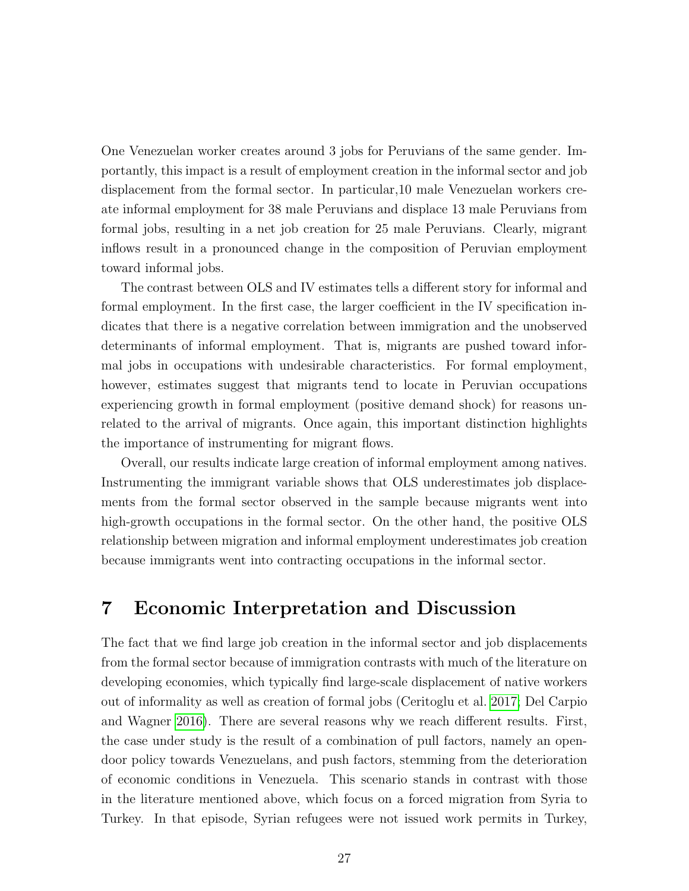One Venezuelan worker creates around 3 jobs for Peruvians of the same gender. Importantly, this impact is a result of employment creation in the informal sector and job displacement from the formal sector. In particular,10 male Venezuelan workers create informal employment for 38 male Peruvians and displace 13 male Peruvians from formal jobs, resulting in a net job creation for 25 male Peruvians. Clearly, migrant inflows result in a pronounced change in the composition of Peruvian employment toward informal jobs.

The contrast between OLS and IV estimates tells a different story for informal and formal employment. In the first case, the larger coefficient in the IV specification indicates that there is a negative correlation between immigration and the unobserved determinants of informal employment. That is, migrants are pushed toward informal jobs in occupations with undesirable characteristics. For formal employment, however, estimates suggest that migrants tend to locate in Peruvian occupations experiencing growth in formal employment (positive demand shock) for reasons unrelated to the arrival of migrants. Once again, this important distinction highlights the importance of instrumenting for migrant flows.

Overall, our results indicate large creation of informal employment among natives. Instrumenting the immigrant variable shows that OLS underestimates job displacements from the formal sector observed in the sample because migrants went into high-growth occupations in the formal sector. On the other hand, the positive OLS relationship between migration and informal employment underestimates job creation because immigrants went into contracting occupations in the informal sector.

# 7 Economic Interpretation and Discussion

The fact that we find large job creation in the informal sector and job displacements from the formal sector because of immigration contrasts with much of the literature on developing economies, which typically find large-scale displacement of native workers out of informality as well as creation of formal jobs (Ceritoglu et al. 2017; Del Carpio and Wagner 2016). There are several reasons why we reach different results. First, the case under study is the result of a combination of pull factors, namely an open-door policy towards Venezuelans, and push factors, stemming from the deterioration of economic conditions in Venezuela. This scenario stands in contrast with those in the literature mentioned above, which focus on a forced migration from Syria to Turkey. In that episode, Syrian refugees were not issued work permits in Turkey,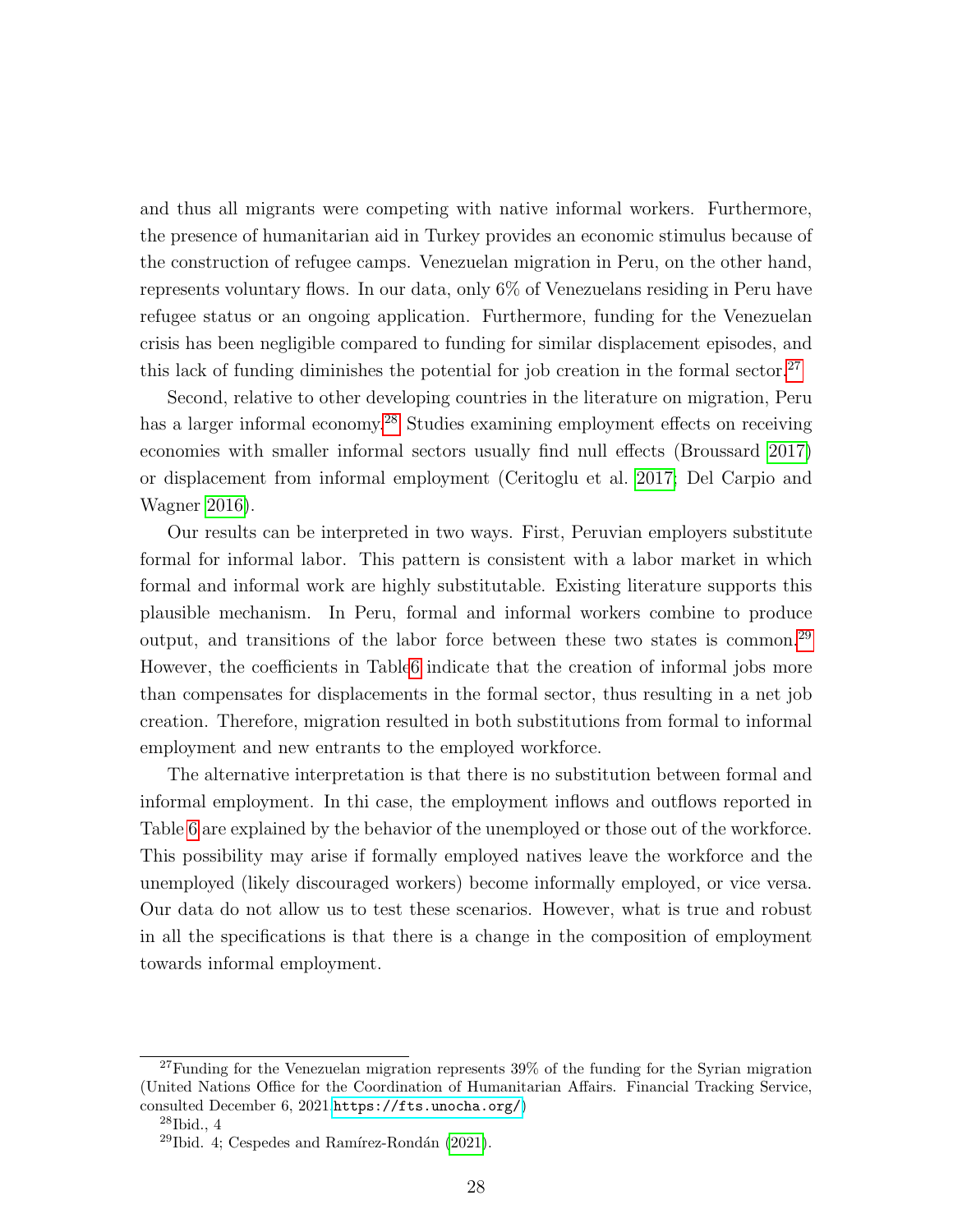and thus all migrants were competing with native informal workers. Furthermore, the presence of humanitarian aid in Turkey provides an economic stimulus because of the construction of refugee camps. Venezuelan migration in Peru, on the other hand, represents voluntary flows. In our data, only 6% of Venezuelans residing in Peru have refugee status or an ongoing application. Furthermore, funding for the Venezuelan crisis has been negligible compared to funding for similar displacement episodes, and this lack of funding diminishes the potential for job creation in the formal sector.[27]

Second, relative to other developing countries in the literature on migration, Peru has a larger informal economy.[28] Studies examining employment effects on receiving economies with smaller informal sectors usually find null effects (Broussard 2017) or displacement from informal employment (Ceritoglu et al. 2017; Del Carpio and Wagner 2016).

Our results can be interpreted in two ways. First, Peruvian employers substitute formal for informal labor. This pattern is consistent with a labor market in which formal and informal work are highly substitutable. Existing literature supports this plausible mechanism. In Peru, formal and informal workers combine to produce output, and transitions of the labor force between these two states is common.[29] However, the coefficients in Table6 indicate that the creation of informal jobs more than compensates for displacements in the formal sector, thus resulting in a net job creation. Therefore, migration resulted in both substitutions from formal to informal employment and new entrants to the employed workforce.

The alternative interpretation is that there is no substitution between formal and informal employment. In thi case, the employment inflows and outflows reported in Table 6 are explained by the behavior of the unemployed or those out of the workforce. This possibility may arise if formally employed natives leave the workforce and the unemployed (likely discouraged workers) become informally employed, or vice versa. Our data do not allow us to test these scenarios. However, what is true and robust in all the specifications is that there is a change in the composition of employment towards informal employment.

---

[27] Funding for the Venezuelan migration represents 39% of the funding for the Syrian migration (United Nations Office for the Coordination of Humanitarian Affairs. Financial Tracking Service, consulted December 6, 2021 https://fts.unocha.org/)

[28] Ibid., 4

[29] Ibid. 4; Cespedes and Ramírez-Rondán (2021).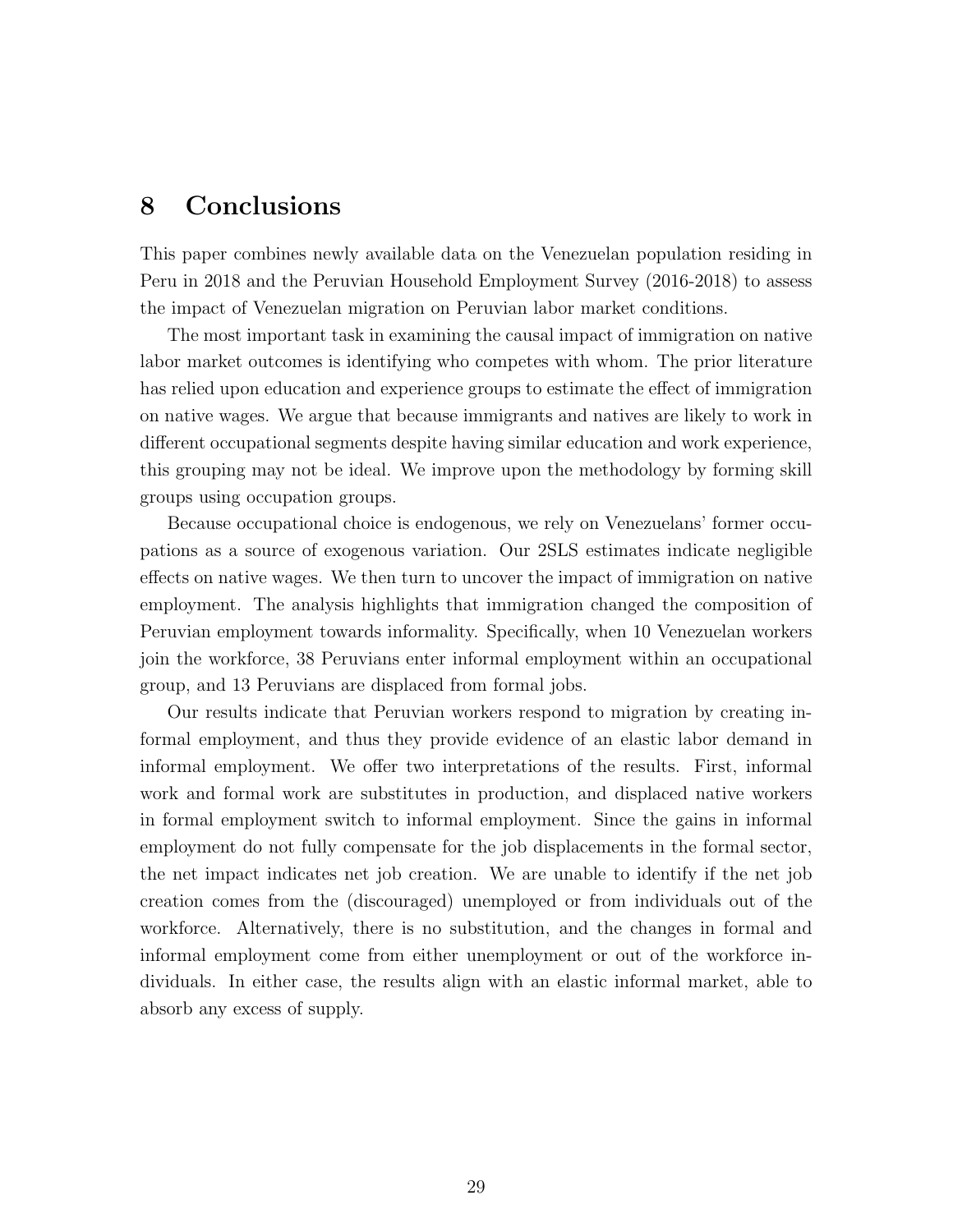# 8 Conclusions

This paper combines newly available data on the Venezuelan population residing in Peru in 2018 and the Peruvian Household Employment Survey (2016-2018) to assess the impact of Venezuelan migration on Peruvian labor market conditions.

The most important task in examining the causal impact of immigration on native labor market outcomes is identifying who competes with whom. The prior literature has relied upon education and experience groups to estimate the effect of immigration on native wages. We argue that because immigrants and natives are likely to work in different occupational segments despite having similar education and work experience, this grouping may not be ideal. We improve upon the methodology by forming skill groups using occupation groups.

Because occupational choice is endogenous, we rely on Venezuelans' former occupations as a source of exogenous variation. Our 2SLS estimates indicate negligible effects on native wages. We then turn to uncover the impact of immigration on native employment. The analysis highlights that immigration changed the composition of Peruvian employment towards informality. Specifically, when 10 Venezuelan workers join the workforce, 38 Peruvians enter informal employment within an occupational group, and 13 Peruvians are displaced from formal jobs.

Our results indicate that Peruvian workers respond to migration by creating informal employment, and thus they provide evidence of an elastic labor demand in informal employment. We offer two interpretations of the results. First, informal work and formal work are substitutes in production, and displaced native workers in formal employment switch to informal employment. Since the gains in informal employment do not fully compensate for the job displacements in the formal sector, the net impact indicates net job creation. We are unable to identify if the net job creation comes from the (discouraged) unemployed or from individuals out of the workforce. Alternatively, there is no substitution, and the changes in formal and informal employment come from either unemployment or out of the workforce individuals. In either case, the results align with an elastic informal market, able to absorb any excess of supply.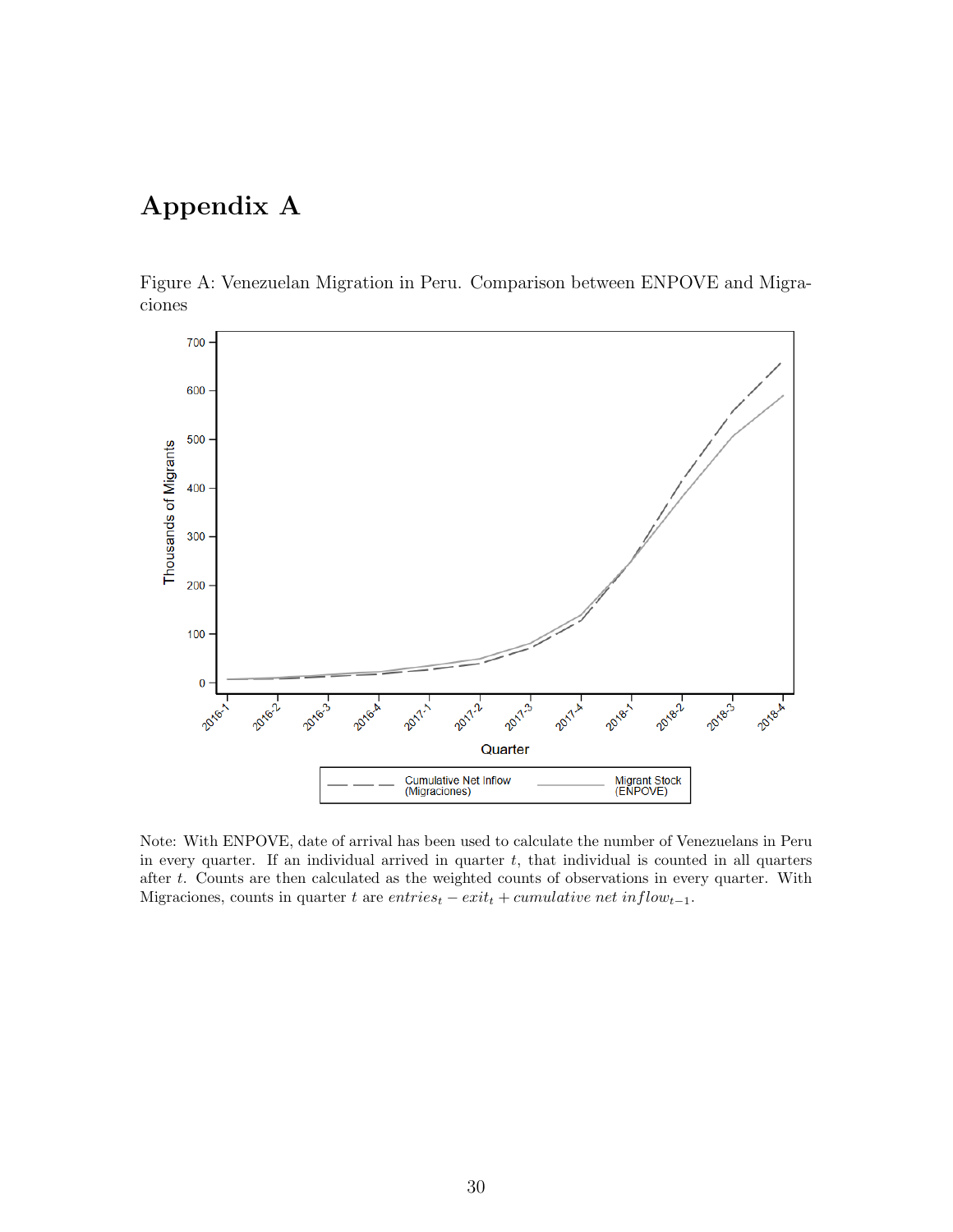# Appendix A

Figure A: Venezuelan Migration in Peru. Comparison between ENPOVE and Migraciones

Note: With ENPOVE, date of arrival has been used to calculate the number of Venezuelans in Peru in every quarter. If an individual arrived in quarter $t$, that individual is counted in all quarters after $t$. Counts are then calculated as the weighted counts of observations in every quarter. With Migraciones, counts in quarter $t$ are $entries_t - exit_t + cumulative\ net\ inflow_{t-1}$.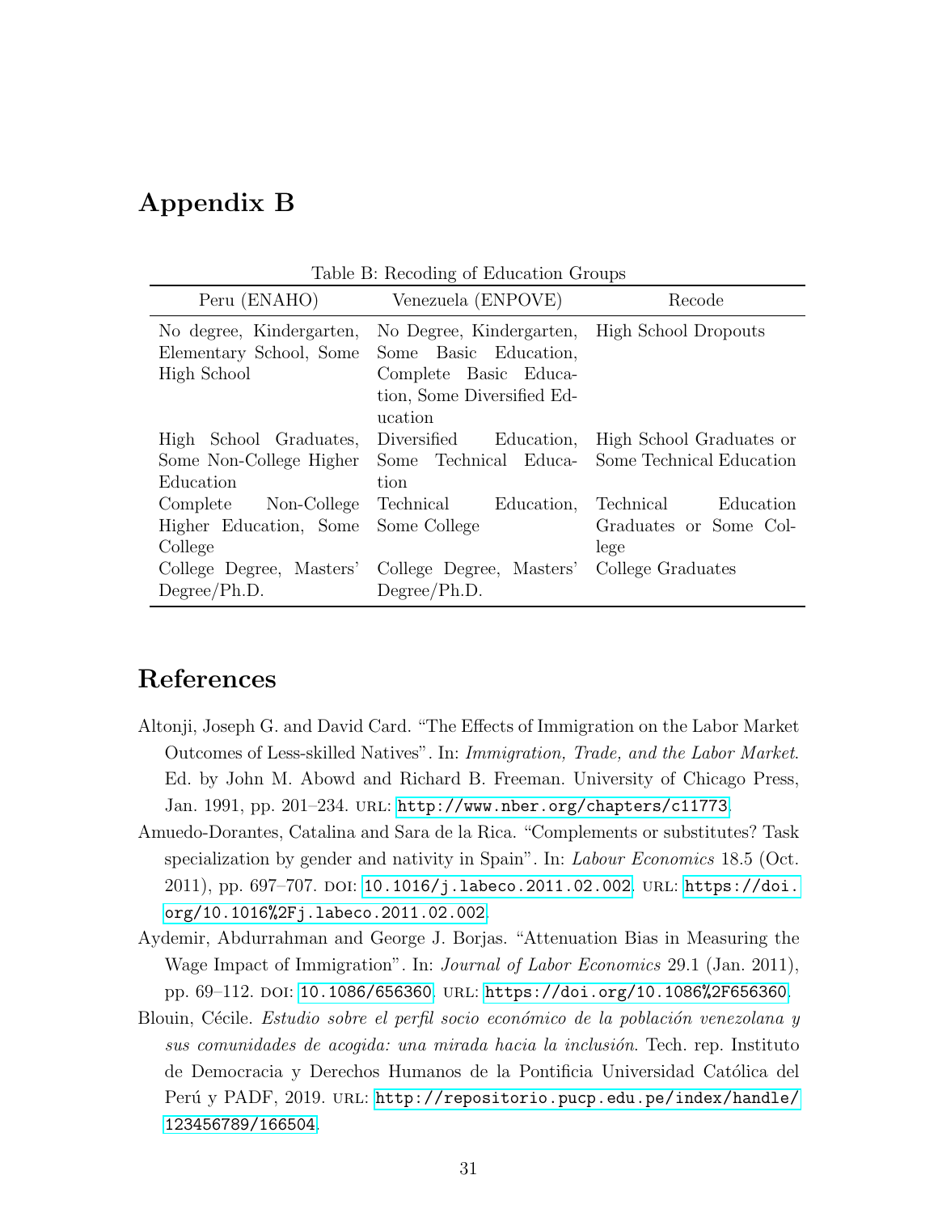# Appendix B

Table B: Recoding of Education Groups

| Peru (ENAHO) | Venezuela (ENPOVE) | Recode |
|---|---|---|
| No degree, Kindergarten, Elementary School, Some High School | No Degree, Kindergarten, Some Basic Education, Complete Basic Education, Some Diversified Education | High School Dropouts |
| High School Graduates, Some Non-College Higher Education | Diversified Education, Some Technical Education | High School Graduates or Some Technical Education |
| Complete Non-College Higher Education, Some College | Technical Education, Some College | Technical Education Graduates or Some College |
| College Degree, Masters' Degree/Ph.D. | College Degree, Masters' Degree/Ph.D. | College Graduates |

# References

Altonji, Joseph G. and David Card. "The Effects of Immigration on the Labor Market Outcomes of Less-skilled Natives". In: *Immigration, Trade, and the Labor Market*. Ed. by John M. Abowd and Richard B. Freeman. University of Chicago Press, Jan. 1991, pp. 201–234. URL: http://www.nber.org/chapters/c11773.

Amuedo-Dorantes, Catalina and Sara de la Rica. "Complements or substitutes? Task specialization by gender and nativity in Spain". In: *Labour Economics* 18.5 (Oct. 2011), pp. 697–707. DOI: 10.1016/j.labeco.2011.02.002. URL: https://doi.org/10.1016%2Fj.labeco.2011.02.002.

Aydemir, Abdurrahman and George J. Borjas. "Attenuation Bias in Measuring the Wage Impact of Immigration". In: *Journal of Labor Economics* 29.1 (Jan. 2011), pp. 69–112. DOI: 10.1086/656360. URL: https://doi.org/10.1086%2F656360.

Blouin, Cécile. *Estudio sobre el perfil socio económico de la población venezolana y sus comunidades de acogida: una mirada hacia la inclusión*. Tech. rep. Instituto de Democracia y Derechos Humanos de la Pontificia Universidad Católica del Perú y PADF, 2019. URL: http://repositorio.pucp.edu.pe/index/handle/123456789/166504.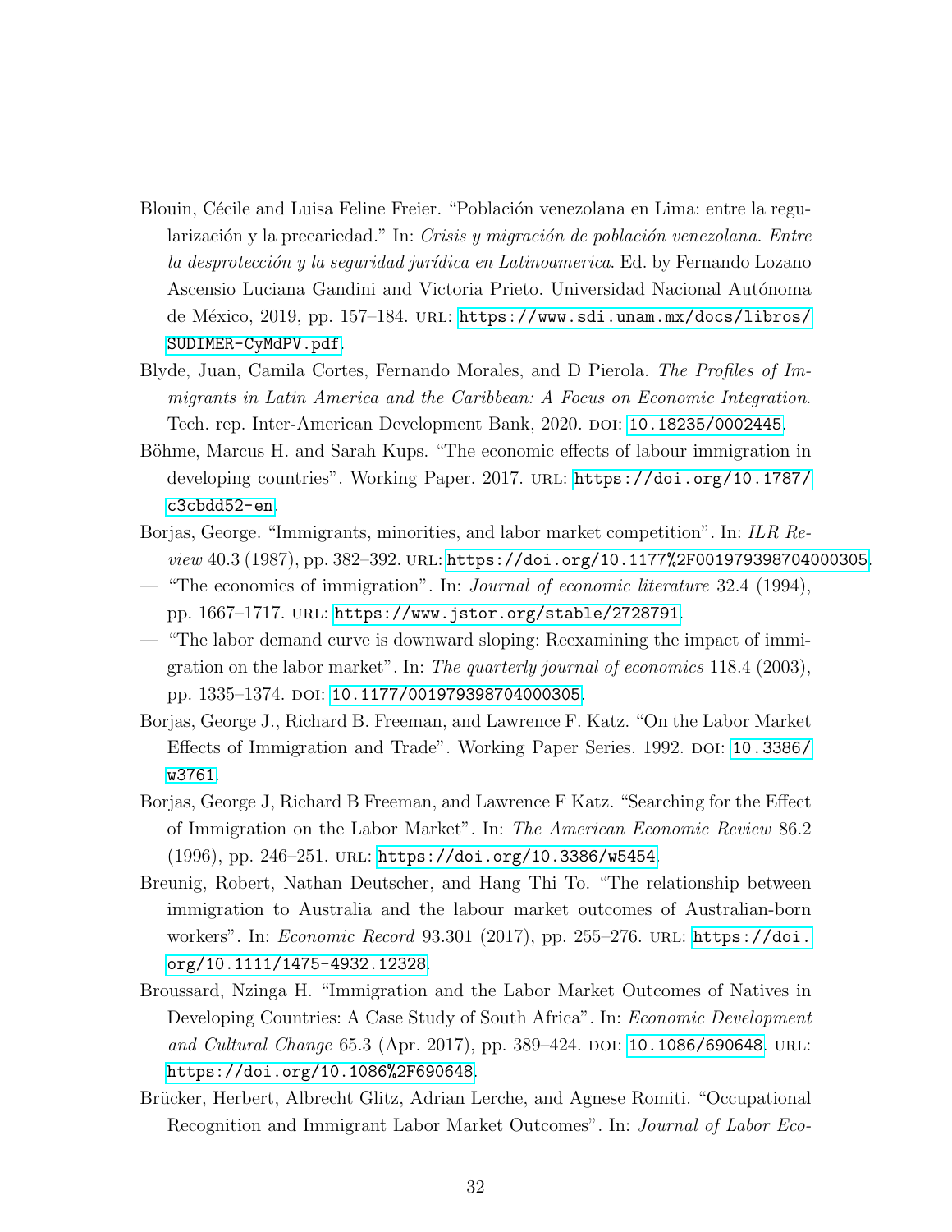Blouin, Cécile and Luisa Feline Freier. "Población venezolana en Lima: entre la regularización y la precariedad." In: *Crisis y migración de población venezolana. Entre la desprotección y la seguridad jurídica en Latinoamerica*. Ed. by Fernando Lozano Ascensio Luciana Gandini and Victoria Prieto. Universidad Nacional Autónoma de México, 2019, pp. 157–184. URL: https://www.sdi.unam.mx/docs/libros/SUDIMER-CyMdPV.pdf.

Blyde, Juan, Camila Cortes, Fernando Morales, and D Pierola. *The Profiles of Immigrants in Latin America and the Caribbean: A Focus on Economic Integration*. Tech. rep. Inter-American Development Bank, 2020. DOI: 10.18235/0002445.

Böhme, Marcus H. and Sarah Kups. "The economic effects of labour immigration in developing countries". Working Paper. 2017. URL: https://doi.org/10.1787/c3cbdd52-en.

Borjas, George. "Immigrants, minorities, and labor market competition". In: *ILR Review* 40.3 (1987), pp. 382–392. URL: https://doi.org/10.1177%2F001979398704000305.

— "The economics of immigration". In: *Journal of economic literature* 32.4 (1994), pp. 1667–1717. URL: https://www.jstor.org/stable/2728791.

— "The labor demand curve is downward sloping: Reexamining the impact of immigration on the labor market". In: *The quarterly journal of economics* 118.4 (2003), pp. 1335–1374. DOI: 10.1177/001979398704000305.

Borjas, George J., Richard B. Freeman, and Lawrence F. Katz. "On the Labor Market Effects of Immigration and Trade". Working Paper Series. 1992. DOI: 10.3386/w3761.

Borjas, George J, Richard B Freeman, and Lawrence F Katz. "Searching for the Effect of Immigration on the Labor Market". In: *The American Economic Review* 86.2 (1996), pp. 246–251. URL: https://doi.org/10.3386/w5454.

Breunig, Robert, Nathan Deutscher, and Hang Thi To. "The relationship between immigration to Australia and the labour market outcomes of Australian-born workers". In: *Economic Record* 93.301 (2017), pp. 255–276. URL: https://doi.org/10.1111/1475-4932.12328.

Broussard, Nzinga H. "Immigration and the Labor Market Outcomes of Natives in Developing Countries: A Case Study of South Africa". In: *Economic Development and Cultural Change* 65.3 (Apr. 2017), pp. 389–424. DOI: 10.1086/690648. URL: https://doi.org/10.1086%2F690648.

Brücker, Herbert, Albrecht Glitz, Adrian Lerche, and Agnese Romiti. "Occupational Recognition and Immigrant Labor Market Outcomes". In: *Journal of Labor Eco-*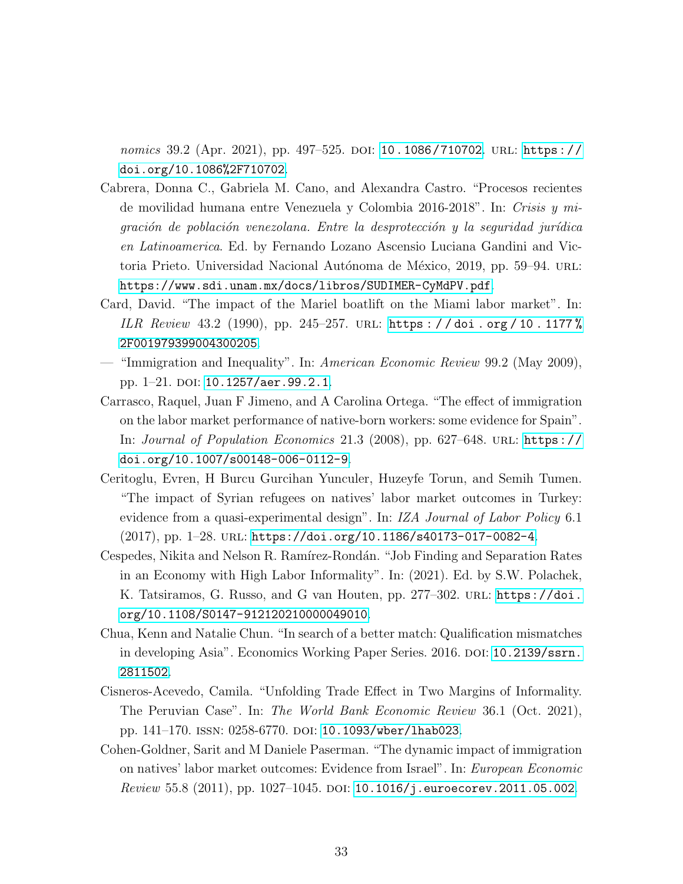*nomics* 39.2 (Apr. 2021), pp. 497–525. DOI: 10.1086/710702. URL: https://doi.org/10.1086%2F710702.

Cabrera, Donna C., Gabriela M. Cano, and Alexandra Castro. "Procesos recientes de movilidad humana entre Venezuela y Colombia 2016-2018". In: *Crisis y migración de población venezolana. Entre la desprotección y la seguridad jurídica en Latinoamerica*. Ed. by Fernando Lozano Ascensio Luciana Gandini and Victoria Prieto. Universidad Nacional Autónoma de México, 2019, pp. 59–94. URL: https://www.sdi.unam.mx/docs/libros/SUDIMER-CyMdPV.pdf.

Card, David. "The impact of the Mariel boatlift on the Miami labor market". In: *ILR Review* 43.2 (1990), pp. 245–257. URL: https://doi.org/10.1177%2F001979399004300205.

— "Immigration and Inequality". In: *American Economic Review* 99.2 (May 2009), pp. 1–21. DOI: 10.1257/aer.99.2.1.

Carrasco, Raquel, Juan F Jimeno, and A Carolina Ortega. "The effect of immigration on the labor market performance of native-born workers: some evidence for Spain". In: *Journal of Population Economics* 21.3 (2008), pp. 627–648. URL: https://doi.org/10.1007/s00148-006-0112-9.

Ceritoglu, Evren, H Burcu Gurcihan Yunculer, Huzeyfe Torun, and Semih Tumen. "The impact of Syrian refugees on natives' labor market outcomes in Turkey: evidence from a quasi-experimental design". In: *IZA Journal of Labor Policy* 6.1 (2017), pp. 1–28. URL: https://doi.org/10.1186/s40173-017-0082-4.

Cespedes, Nikita and Nelson R. Ramírez-Rondán. "Job Finding and Separation Rates in an Economy with High Labor Informality". In: (2021). Ed. by S.W. Polachek, K. Tatsiramos, G. Russo, and G van Houten, pp. 277–302. URL: https://doi.org/10.1108/S0147-912120210000049010.

Chua, Kenn and Natalie Chun. "In search of a better match: Qualification mismatches in developing Asia". Economics Working Paper Series. 2016. DOI: 10.2139/ssrn.2811502.

Cisneros-Acevedo, Camila. "Unfolding Trade Effect in Two Margins of Informality. The Peruvian Case". In: *The World Bank Economic Review* 36.1 (Oct. 2021), pp. 141–170. ISSN: 0258-6770. DOI: 10.1093/wber/lhab023.

Cohen-Goldner, Sarit and M Daniele Paserman. "The dynamic impact of immigration on natives' labor market outcomes: Evidence from Israel". In: *European Economic Review* 55.8 (2011), pp. 1027–1045. DOI: 10.1016/j.euroecorev.2011.05.002.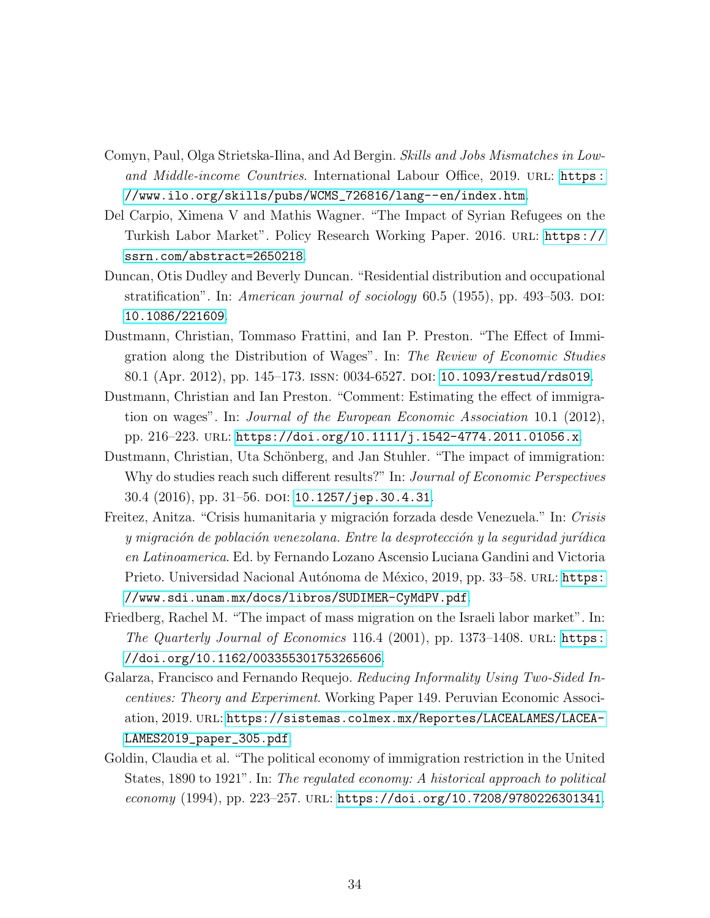Comyn, Paul, Olga Strietska-Ilina, and Ad Bergin. *Skills and Jobs Mismatches in Low-and Middle-income Countries*. International Labour Office, 2019. URL: https://www.ilo.org/skills/pubs/WCMS_726816/lang--en/index.htm.

Del Carpio, Ximena V and Mathis Wagner. "The Impact of Syrian Refugees on the Turkish Labor Market". Policy Research Working Paper. 2016. URL: https://ssrn.com/abstract=2650218.

Duncan, Otis Dudley and Beverly Duncan. "Residential distribution and occupational stratification". In: *American journal of sociology* 60.5 (1955), pp. 493–503. DOI: 10.1086/221609.

Dustmann, Christian, Tommaso Frattini, and Ian P. Preston. "The Effect of Immigration along the Distribution of Wages". In: *The Review of Economic Studies* 80.1 (Apr. 2012), pp. 145–173. ISSN: 0034-6527. DOI: 10.1093/restud/rds019.

Dustmann, Christian and Ian Preston. "Comment: Estimating the effect of immigration on wages". In: *Journal of the European Economic Association* 10.1 (2012), pp. 216–223. URL: https://doi.org/10.1111/j.1542-4774.2011.01056.x.

Dustmann, Christian, Uta Schönberg, and Jan Stuhler. "The impact of immigration: Why do studies reach such different results?" In: *Journal of Economic Perspectives* 30.4 (2016), pp. 31–56. DOI: 10.1257/jep.30.4.31.

Freitez, Anitza. "Crisis humanitaria y migración forzada desde Venezuela." In: *Crisis y migración de población venezolana. Entre la desprotección y la seguridad jurídica en Latinoamerica*. Ed. by Fernando Lozano Ascensio Luciana Gandini and Victoria Prieto. Universidad Nacional Autónoma de México, 2019, pp. 33–58. URL: https://www.sdi.unam.mx/docs/libros/SUDIMER-CyMdPV.pdf.

Friedberg, Rachel M. "The impact of mass migration on the Israeli labor market". In: *The Quarterly Journal of Economics* 116.4 (2001), pp. 1373–1408. URL: https://doi.org/10.1162/003355301753265606.

Galarza, Francisco and Fernando Requejo. *Reducing Informality Using Two-Sided Incentives: Theory and Experiment*. Working Paper 149. Peruvian Economic Association, 2019. URL: https://sistemas.colmex.mx/Reportes/LACEALAMES/LACEA-LAMES2019_paper_305.pdf.

Goldin, Claudia et al. "The political economy of immigration restriction in the United States, 1890 to 1921". In: *The regulated economy: A historical approach to political economy* (1994), pp. 223–257. URL: https://doi.org/10.7208/9780226301341.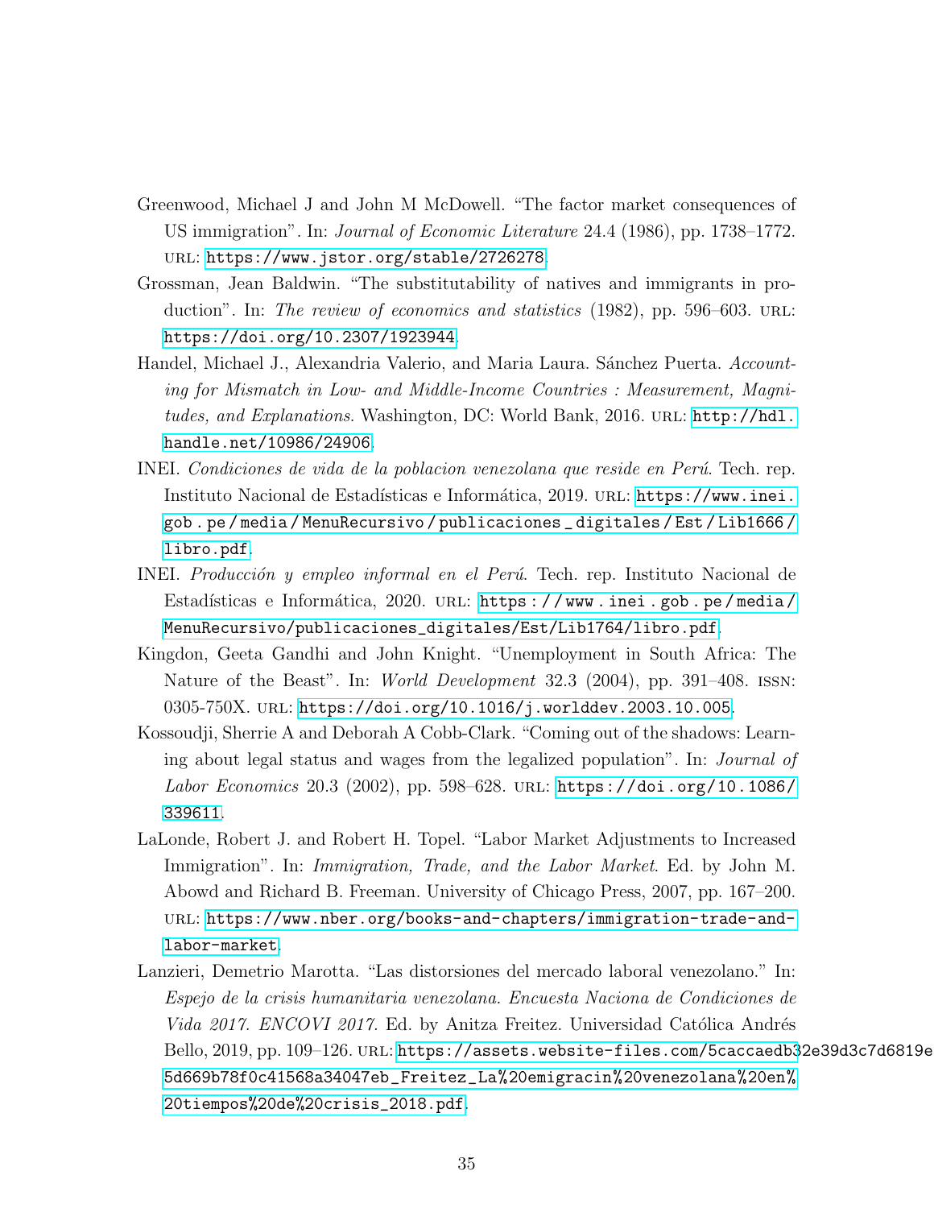Greenwood, Michael J and John M McDowell. "The factor market consequences of US immigration". In: *Journal of Economic Literature* 24.4 (1986), pp. 1738–1772. URL: https://www.jstor.org/stable/2726278.

Grossman, Jean Baldwin. "The substitutability of natives and immigrants in production". In: *The review of economics and statistics* (1982), pp. 596–603. URL: https://doi.org/10.2307/1923944.

Handel, Michael J., Alexandria Valerio, and Maria Laura. Sánchez Puerta. *Accounting for Mismatch in Low- and Middle-Income Countries : Measurement, Magnitudes, and Explanations*. Washington, DC: World Bank, 2016. URL: http://hdl.handle.net/10986/24906.

INEI. *Condiciones de vida de la poblacion venezolana que reside en Perú*. Tech. rep. Instituto Nacional de Estadísticas e Informática, 2019. URL: https://www.inei.gob.pe/media/MenuRecursivo/publicaciones_digitales/Est/Lib1666/libro.pdf.

INEI. *Producción y empleo informal en el Perú*. Tech. rep. Instituto Nacional de Estadísticas e Informática, 2020. URL: https://www.inei.gob.pe/media/MenuRecursivo/publicaciones_digitales/Est/Lib1764/libro.pdf.

Kingdon, Geeta Gandhi and John Knight. "Unemployment in South Africa: The Nature of the Beast". In: *World Development* 32.3 (2004), pp. 391–408. ISSN: 0305-750X. URL: https://doi.org/10.1016/j.worlddev.2003.10.005.

Kossoudji, Sherrie A and Deborah A Cobb-Clark. "Coming out of the shadows: Learning about legal status and wages from the legalized population". In: *Journal of Labor Economics* 20.3 (2002), pp. 598–628. URL: https://doi.org/10.1086/339611.

LaLonde, Robert J. and Robert H. Topel. "Labor Market Adjustments to Increased Immigration". In: *Immigration, Trade, and the Labor Market*. Ed. by John M. Abowd and Richard B. Freeman. University of Chicago Press, 2007, pp. 167–200. URL: https://www.nber.org/books-and-chapters/immigration-trade-and-labor-market.

Lanzieri, Demetrio Marotta. "Las distorsiones del mercado laboral venezolano." In: *Espejo de la crisis humanitaria venezolana. Encuesta Naciona de Condiciones de Vida 2017. ENCOVI 2017.* Ed. by Anitza Freitez. Universidad Católica Andrés Bello, 2019, pp. 109–126. URL: https://assets.website-files.com/5caccaedb32e39d3c7d6819e5d669b78f0c41568a34047eb_Freitez_La%20emigracin%20venezolana%20en%20tiempos%20de%20crisis_2018.pdf.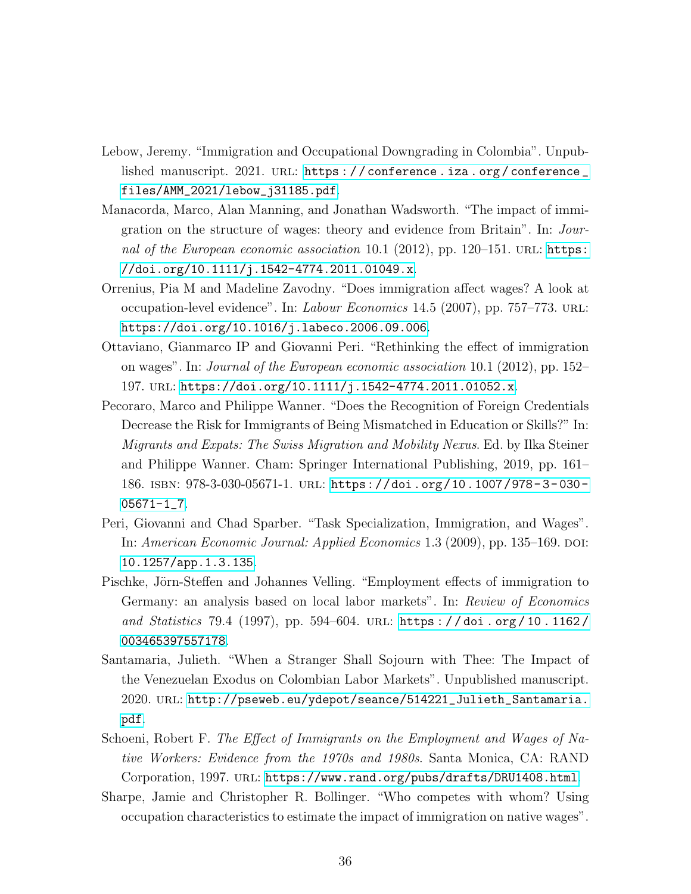Lebow, Jeremy. "Immigration and Occupational Downgrading in Colombia". Unpublished manuscript. 2021. URL: https://conference.iza.org/conference_files/AMM_2021/lebow_j31185.pdf.

Manacorda, Marco, Alan Manning, and Jonathan Wadsworth. "The impact of immigration on the structure of wages: theory and evidence from Britain". In: *Journal of the European economic association* 10.1 (2012), pp. 120–151. URL: https://doi.org/10.1111/j.1542-4774.2011.01049.x.

Orrenius, Pia M and Madeline Zavodny. "Does immigration affect wages? A look at occupation-level evidence". In: *Labour Economics* 14.5 (2007), pp. 757–773. URL: https://doi.org/10.1016/j.labeco.2006.09.006.

Ottaviano, Gianmarco IP and Giovanni Peri. "Rethinking the effect of immigration on wages". In: *Journal of the European economic association* 10.1 (2012), pp. 152–197. URL: https://doi.org/10.1111/j.1542-4774.2011.01052.x.

Pecoraro, Marco and Philippe Wanner. "Does the Recognition of Foreign Credentials Decrease the Risk for Immigrants of Being Mismatched in Education or Skills?" In: *Migrants and Expats: The Swiss Migration and Mobility Nexus*. Ed. by Ilka Steiner and Philippe Wanner. Cham: Springer International Publishing, 2019, pp. 161–186. ISBN: 978-3-030-05671-1. URL: https://doi.org/10.1007/978-3-030-05671-1_7.

Peri, Giovanni and Chad Sparber. "Task Specialization, Immigration, and Wages". In: *American Economic Journal: Applied Economics* 1.3 (2009), pp. 135–169. DOI: 10.1257/app.1.3.135.

Pischke, Jörn-Steffen and Johannes Velling. "Employment effects of immigration to Germany: an analysis based on local labor markets". In: *Review of Economics and Statistics* 79.4 (1997), pp. 594–604. URL: https://doi.org/10.1162/003465397557178.

Santamaria, Julieth. "When a Stranger Shall Sojourn with Thee: The Impact of the Venezuelan Exodus on Colombian Labor Markets". Unpublished manuscript. 2020. URL: http://pseweb.eu/ydepot/seance/514221_Julieth_Santamaria.pdf.

Schoeni, Robert F. *The Effect of Immigrants on the Employment and Wages of Native Workers: Evidence from the 1970s and 1980s*. Santa Monica, CA: RAND Corporation, 1997. URL: https://www.rand.org/pubs/drafts/DRU1408.html.

Sharpe, Jamie and Christopher R. Bollinger. "Who competes with whom? Using occupation characteristics to estimate the impact of immigration on native wages".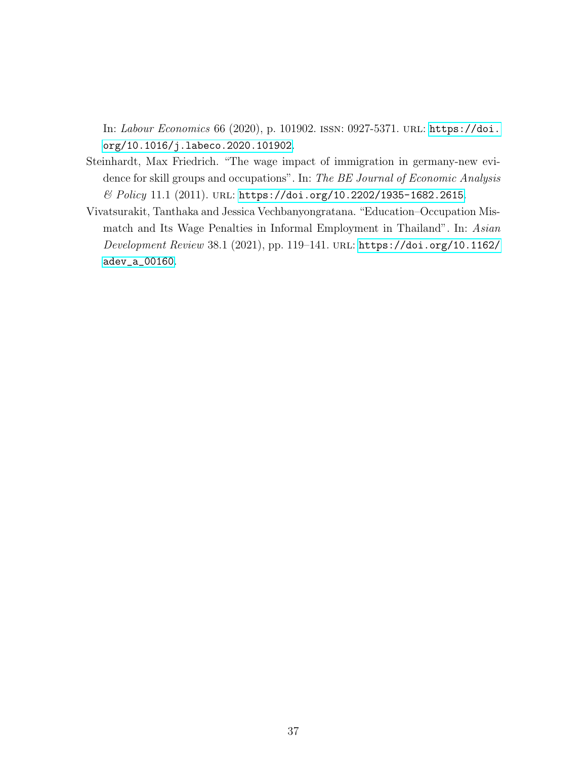In: *Labour Economics* 66 (2020), p. 101902. ISSN: 0927-5371. URL: https://doi.org/10.1016/j.labeco.2020.101902.

Steinhardt, Max Friedrich. “The wage impact of immigration in germany-new evidence for skill groups and occupations”. In: *The BE Journal of Economic Analysis & Policy* 11.1 (2011). URL: https://doi.org/10.2202/1935-1682.2615.

Vivatsurakit, Tanthaka and Jessica Vechbanyongratana. “Education–Occupation Mismatch and Its Wage Penalties in Informal Employment in Thailand”. In: *Asian Development Review* 38.1 (2021), pp. 119–141. URL: https://doi.org/10.1162/adev_a_00160.